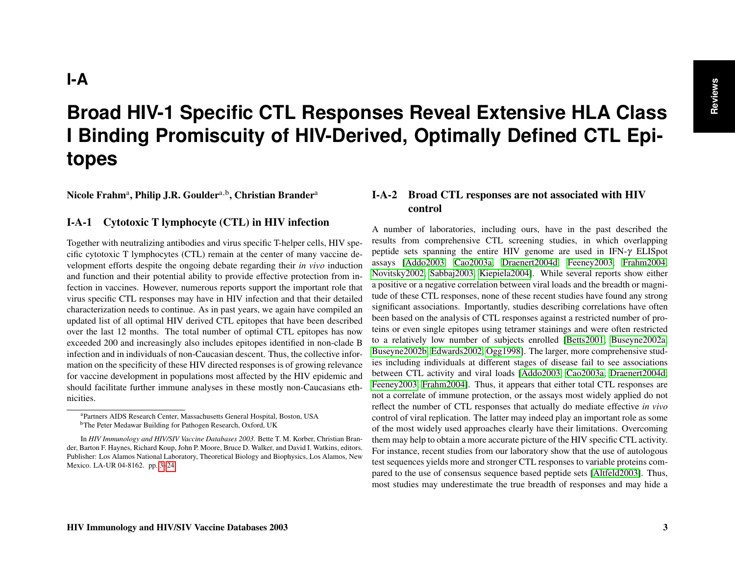# I-A

# Broad HIV-1 Specific CTL Responses Reveal Extensive HLA Class I Binding Promiscuity of HIV-Derived, Optimally Defined CTL Epitopes

**Nicole Frahm[a], Philip J.R. Goulder[a,b], Christian Brander[a]**

## I-A-1 Cytotoxic T lymphocyte (CTL) in HIV infection

Together with neutralizing antibodies and virus specific T-helper cells, HIV specific cytotoxic T lymphocytes (CTL) remain at the center of many vaccine development efforts despite the ongoing debate regarding their *in vivo* induction and function and their potential ability to provide effective protection from infection in vaccines. However, numerous reports support the important role that virus specific CTL responses may have in HIV infection and that their detailed characterization needs to continue. As in past years, we again have compiled an updated list of all optimal HIV derived CTL epitopes that have been described over the last 12 months. The total number of optimal CTL epitopes has now exceeded 200 and increasingly also includes epitopes identified in non-clade B infection and in individuals of non-Caucasian descent. Thus, the collective information on the specificity of these HIV directed responses is of growing relevance for vaccine development in populations most affected by the HIV epidemic and should facilitate further immune analyses in these mostly non-Caucasians ethnicities.

[a]Partners AIDS Research Center, Massachusetts General Hospital, Boston, USA
[b]The Peter Medawar Building for Pathogen Research, Oxford, UK

In *HIV Immunology and HIV/SIV Vaccine Databases 2003.* Bette T. M. Korber, Christian Brander, Barton F. Haynes, Richard Koup, John P. Moore, Bruce D. Walker, and David I. Watkins, editors. Publisher: Los Alamos National Laboratory, Theoretical Biology and Biophysics, Los Alamos, New Mexico. LA-UR 04-8162. pp. 3–24.

## I-A-2 Broad CTL responses are not associated with HIV control

A number of laboratories, including ours, have in the past described the results from comprehensive CTL screening studies, in which overlapping peptide sets spanning the entire HIV genome are used in IFN-$\gamma$ ELISpot assays [Addo2003, Cao2003a, Draenert2004d, Feeney2003, Frahm2004, Novitsky2002, Sabbaj2003, Kiepiela2004]. While several reports show either a positive or a negative correlation between viral loads and the breadth or magnitude of these CTL responses, none of these recent studies have found any strong significant associations. Importantly, studies describing correlations have often been based on the analysis of CTL responses against a restricted number of proteins or even single epitopes using tetramer stainings and were often restricted to a relatively low number of subjects enrolled [Betts2001, Buseyne2002a, Buseyne2002b, Edwards2002, Ogg1998]. The larger, more comprehensive studies including individuals at different stages of disease fail to see associations between CTL activity and viral loads [Addo2003, Cao2003a, Draenert2004d, Feeney2003, Frahm2004]. Thus, it appears that either total CTL responses are not a correlate of immune protection, or the assays most widely applied do not reflect the number of CTL responses that actually do mediate effective *in vivo* control of viral replication. The latter may indeed play an important role as some of the most widely used approaches clearly have their limitations. Overcoming them may help to obtain a more accurate picture of the HIV specific CTL activity. For instance, recent studies from our laboratory show that the use of autologous test sequences yields more and stronger CTL responses to variable proteins compared to the use of consensus sequence based peptide sets [Altfeld2003]. Thus, most studies may underestimate the true breadth of responses and may hide a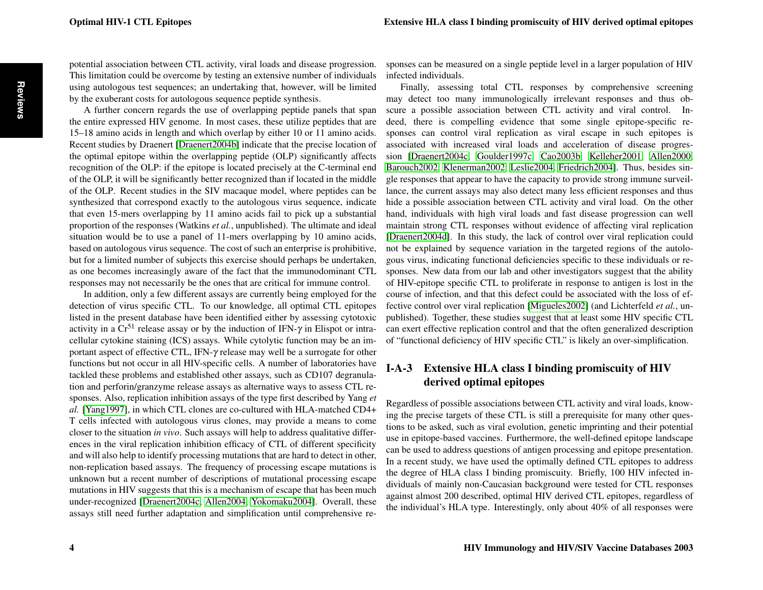potential association between CTL activity, viral loads and disease progression. This limitation could be overcome by testing an extensive number of individuals using autologous test sequences; an undertaking that, however, will be limited by the exuberant costs for autologous sequence peptide synthesis.

A further concern regards the use of overlapping peptide panels that span the entire expressed HIV genome. In most cases, these utilize peptides that are 15–18 amino acids in length and which overlap by either 10 or 11 amino acids. Recent studies by Draenert [Draenert2004b] indicate that the precise location of the optimal epitope within the overlapping peptide (OLP) significantly affects recognition of the OLP: if the epitope is located precisely at the C-terminal end of the OLP, it will be significantly better recognized than if located in the middle of the OLP. Recent studies in the SIV macaque model, where peptides can be synthesized that correspond exactly to the autologous virus sequence, indicate that even 15-mers overlapping by 11 amino acids fail to pick up a substantial proportion of the responses (Watkins *et al.*, unpublished). The ultimate and ideal situation would be to use a panel of 11-mers overlapping by 10 amino acids, based on autologous virus sequence. The cost of such an enterprise is prohibitive, but for a limited number of subjects this exercise should perhaps be undertaken, as one becomes increasingly aware of the fact that the immunodominant CTL responses may not necessarily be the ones that are critical for immune control.

In addition, only a few different assays are currently being employed for the detection of virus specific CTL. To our knowledge, all optimal CTL epitopes listed in the present database have been identified either by assessing cytotoxic activity in a $Cr^{51}$ release assay or by the induction of IFN-$\gamma$ in Elispot or intracellular cytokine staining (ICS) assays. While cytolytic function may be an important aspect of effective CTL, IFN-$\gamma$ release may well be a surrogate for other functions but not occur in all HIV-specific cells. A number of laboratories have tackled these problems and established other assays, such as CD107 degranulation and perforin/granzyme release assays as alternative ways to assess CTL responses. Also, replication inhibition assays of the type first described by Yang *et al.* [Yang1997], in which CTL clones are co-cultured with HLA-matched CD4+ T cells infected with autologous virus clones, may provide a means to come closer to the situation *in vivo*. Such assays will help to address qualitative differences in the viral replication inhibition efficacy of CTL of different specificity and will also help to identify processing mutations that are hard to detect in other, non-replication based assays. The frequency of processing escape mutations is unknown but a recent number of descriptions of mutational processing escape mutations in HIV suggests that this is a mechanism of escape that has been much under-recognized [Draenert2004c, Allen2004, Yokomaku2004]. Overall, these assays still need further adaptation and simplification until comprehensive responses can be measured on a single peptide level in a larger population of HIV infected individuals.

Finally, assessing total CTL responses by comprehensive screening may detect too many immunologically irrelevant responses and thus obscure a possible association between CTL activity and viral control. Indeed, there is compelling evidence that some single epitope-specific responses can control viral replication as viral escape in such epitopes is associated with increased viral loads and acceleration of disease progression [Draenert2004c, Goulder1997c, Cao2003b, Kelleher2001, Allen2000, Barouch2002, Klenerman2002, Leslie2004, Friedrich2004]. Thus, besides single responses that appear to have the capacity to provide strong immune surveillance, the current assays may also detect many less efficient responses and thus hide a possible association between CTL activity and viral load. On the other hand, individuals with high viral loads and fast disease progression can well maintain strong CTL responses without evidence of affecting viral replication [Draenert2004d]. In this study, the lack of control over viral replication could not be explained by sequence variation in the targeted regions of the autologous virus, indicating functional deficiencies specific to these individuals or responses. New data from our lab and other investigators suggest that the ability of HIV-epitope specific CTL to proliferate in response to antigen is lost in the course of infection, and that this defect could be associated with the loss of effective control over viral replication [Migueles2002] (and Lichterfeld *et al.*, unpublished). Together, these studies suggest that at least some HIV specific CTL can exert effective replication control and that the often generalized description of "functional deficiency of HIV specific CTL" is likely an over-simplification.

## I-A-3 Extensive HLA class I binding promiscuity of HIV derived optimal epitopes

Regardless of possible associations between CTL activity and viral loads, knowing the precise targets of these CTL is still a prerequisite for many other questions to be asked, such as viral evolution, genetic imprinting and their potential use in epitope-based vaccines. Furthermore, the well-defined epitope landscape can be used to address questions of antigen processing and epitope presentation. In a recent study, we have used the optimally defined CTL epitopes to address the degree of HLA class I binding promiscuity. Briefly, 100 HIV infected individuals of mainly non-Caucasian background were tested for CTL responses against almost 200 described, optimal HIV derived CTL epitopes, regardless of the individual's HLA type. Interestingly, only about 40% of all responses were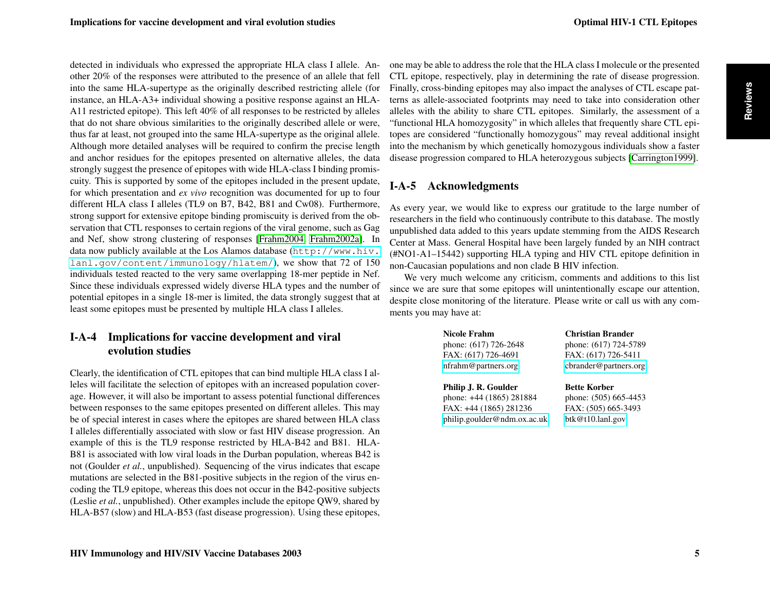detected in individuals who expressed the appropriate HLA class I allele. Another 20% of the responses were attributed to the presence of an allele that fell into the same HLA-supertype as the originally described restricting allele (for instance, an HLA-A3+ individual showing a positive response against an HLA-A11 restricted epitope). This left 40% of all responses to be restricted by alleles that do not share obvious similarities to the originally described allele or were, thus far at least, not grouped into the same HLA-supertype as the original allele. Although more detailed analyses will be required to confirm the precise length and anchor residues for the epitopes presented on alternative alleles, the data strongly suggest the presence of epitopes with wide HLA-class I binding promiscuity. This is supported by some of the epitopes included in the present update, for which presentation and *ex vivo* recognition was documented for up to four different HLA class I alleles (TL9 on B7, B42, B81 and Cw08). Furthermore, strong support for extensive epitope binding promiscuity is derived from the observation that CTL responses to certain regions of the viral genome, such as Gag and Nef, show strong clustering of responses [Frahm2004, Frahm2002a]. In data now publicly available at the Los Alamos database (http://www.hiv.lanl.gov/content/immunology/hlatem/), we show that 72 of 150 individuals tested reacted to the very same overlapping 18-mer peptide in Nef. Since these individuals expressed widely diverse HLA types and the number of potential epitopes in a single 18-mer is limited, the data strongly suggest that at least some epitopes must be presented by multiple HLA class I alleles.

## I-A-4 Implications for vaccine development and viral evolution studies

Clearly, the identification of CTL epitopes that can bind multiple HLA class I alleles will facilitate the selection of epitopes with an increased population coverage. However, it will also be important to assess potential functional differences between responses to the same epitopes presented on different alleles. This may be of special interest in cases where the epitopes are shared between HLA class I alleles differentially associated with slow or fast HIV disease progression. An example of this is the TL9 response restricted by HLA-B42 and B81. HLA-B81 is associated with low viral loads in the Durban population, whereas B42 is not (Goulder *et al.*, unpublished). Sequencing of the virus indicates that escape mutations are selected in the B81-positive subjects in the region of the virus encoding the TL9 epitope, whereas this does not occur in the B42-positive subjects (Leslie *et al.*, unpublished). Other examples include the epitope QW9, shared by HLA-B57 (slow) and HLA-B53 (fast disease progression). Using these epitopes, one may be able to address the role that the HLA class I molecule or the presented CTL epitope, respectively, play in determining the rate of disease progression. Finally, cross-binding epitopes may also impact the analyses of CTL escape patterns as allele-associated footprints may need to take into consideration other alleles with the ability to share CTL epitopes. Similarly, the assessment of a "functional HLA homozygosity" in which alleles that frequently share CTL epitopes are considered "functionally homozygous" may reveal additional insight into the mechanism by which genetically homozygous individuals show a faster disease progression compared to HLA heterozygous subjects [Carrington1999].

## I-A-5 Acknowledgments

As every year, we would like to express our gratitude to the large number of researchers in the field who continuously contribute to this database. The mostly unpublished data added to this years update stemming from the AIDS Research Center at Mass. General Hospital have been largely funded by an NIH contract (#NO1-A1–15442) supporting HLA typing and HIV CTL epitope definition in non-Caucasian populations and non clade B HIV infection.

We very much welcome any criticism, comments and additions to this list since we are sure that some epitopes will unintentionally escape our attention, despite close monitoring of the literature. Please write or call us with any comments you may have at:

**Nicole Frahm**
phone: (617) 726-2648
FAX: (617) 726-4691
nfrahm@partners.org

**Christian Brander**
phone: (617) 724-5789
FAX: (617) 726-5411
cbrander@partners.org

**Philip J. R. Goulder**
phone: +44 (1865) 281884
FAX: +44 (1865) 281236
philip.goulder@ndm.ox.ac.uk

**Bette Korber**
phone: (505) 665-4453
FAX: (505) 665-3493
btk@t10.lanl.gov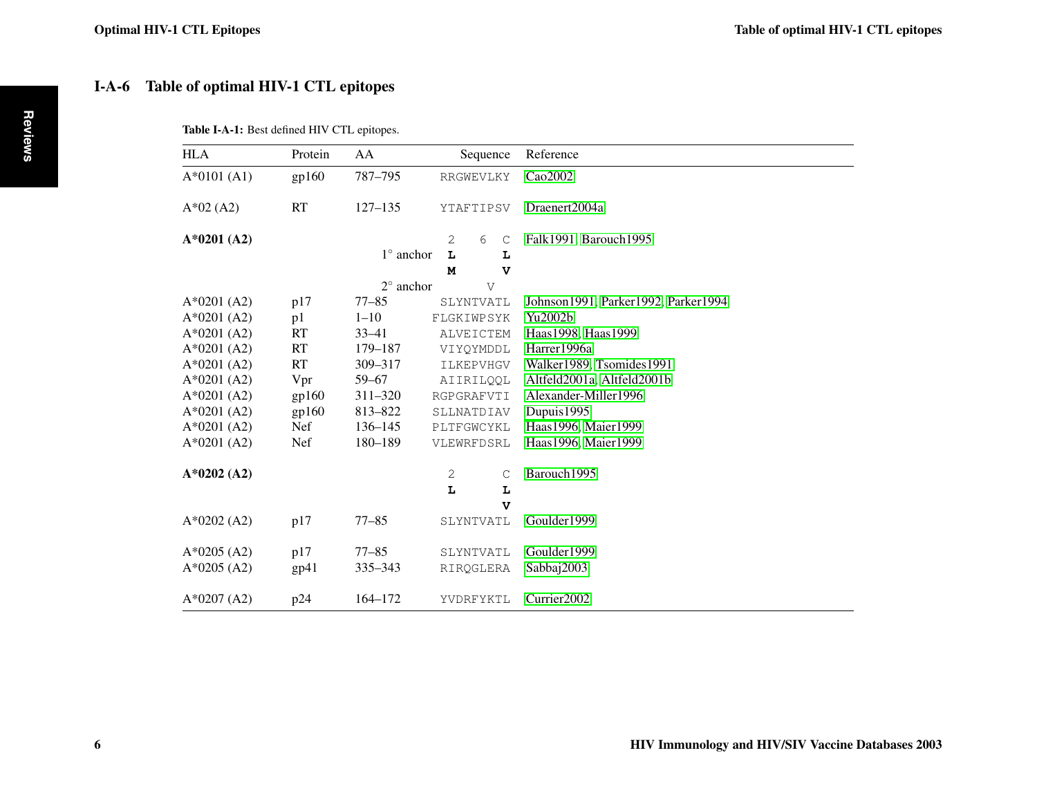## I-A-6 Table of optimal HIV-1 CTL epitopes

**Table I-A-1:** Best defined HIV CTL epitopes.

| HLA | Protein | AA | Sequence | Reference |
|---|---|---|---|---|
| A*0101 (A1) | gp160 | 787–795 | RRGWEVLKY | Cao2002 |
| A*02 (A2) | RT | 127–135 | YTAFTIPSV | Draenert2004a |
| **A*0201 (A2)** | | | 2 6 C | Falk1991, Barouch1995 |
| | | 1° anchor | **L** **L** | |
| | | | **M** **V** | |
| | | 2° anchor | V | |
| A*0201 (A2) | p17 | 77–85 | SLYNTVATL | Johnson1991, Parker1992, Parker1994 |
| A*0201 (A2) | p1 | 1–10 | FLGKIWPSYK | Yu2002b |
| A*0201 (A2) | RT | 33–41 | ALVEICTEM | Haas1998, Haas1999 |
| A*0201 (A2) | RT | 179–187 | VIYQYMDDL | Harrer1996a |
| A*0201 (A2) | RT | 309–317 | ILKEPVHGV | Walker1989, Tsomides1991 |
| A*0201 (A2) | Vpr | 59–67 | AIIRILQQL | Altfeld2001a, Altfeld2001b |
| A*0201 (A2) | gp160 | 311–320 | RGPGRAFVTI | Alexander-Miller1996 |
| A*0201 (A2) | gp160 | 813–822 | SLLNATDIAV | Dupuis1995 |
| A*0201 (A2) | Nef | 136–145 | PLTFGWCYKL | Haas1996, Maier1999 |
| A*0201 (A2) | Nef | 180–189 | VLEWRFDSRL | Haas1996, Maier1999 |
| **A*0202 (A2)** | | | 2 C | Barouch1995 |
| | | | **L** **L** | |
| | | | **V** | |
| A*0202 (A2) | p17 | 77–85 | SLYNTVATL | Goulder1999 |
| A*0205 (A2) | p17 | 77–85 | SLYNTVATL | Goulder1999 |
| A*0205 (A2) | gp41 | 335–343 | RIRQGLERA | Sabbaj2003 |
| A*0207 (A2) | p24 | 164–172 | YVDRFYKTL | Currier2002 |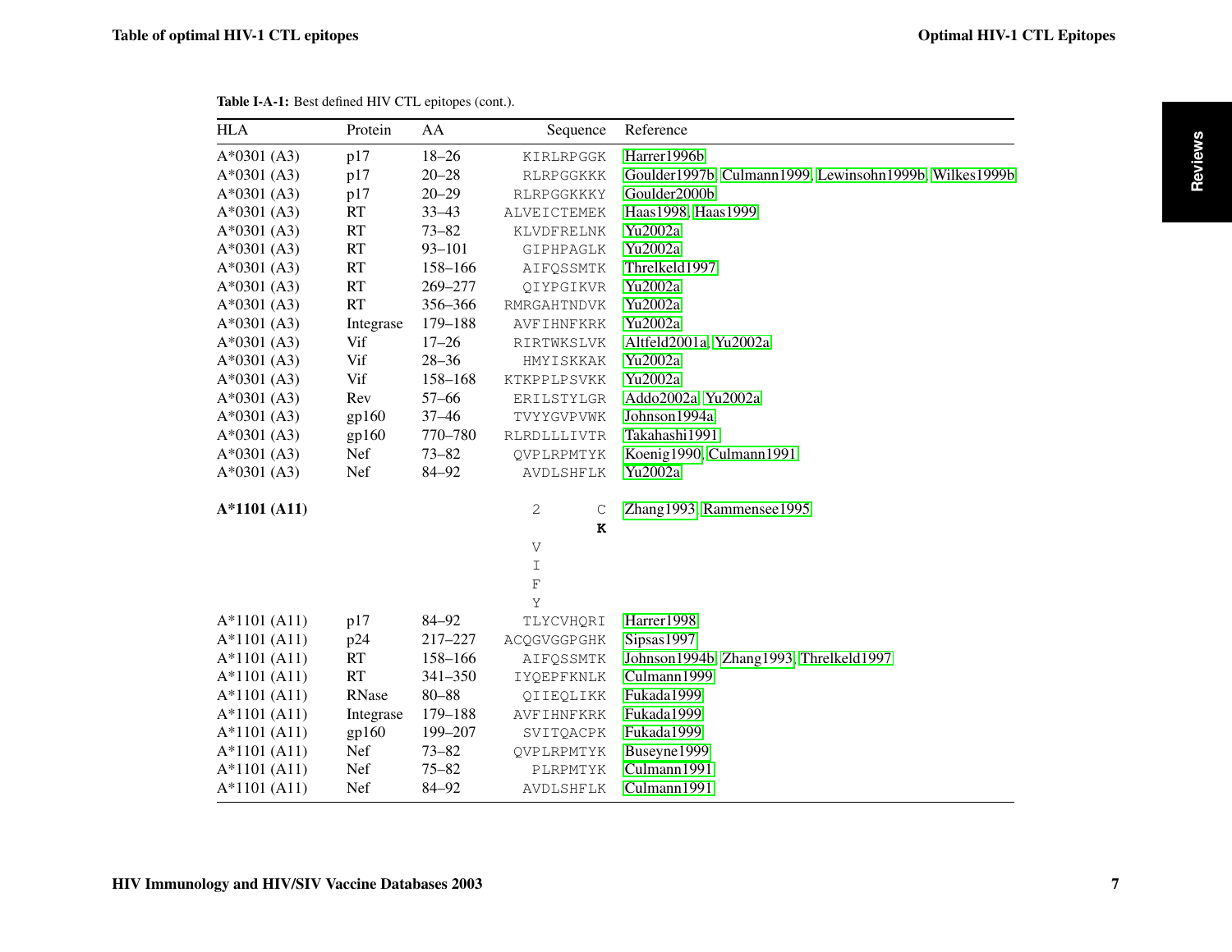**Table I-A-1:** Best defined HIV CTL epitopes (cont.).

| HLA | Protein | AA | Sequence | Reference |
|---|---|---|---|---|
| A*0301 (A3) | p17 | 18–26 | KIRLRPGGK | Harrer1996b |
| A*0301 (A3) | p17 | 20–28 | RLRPGGKKK | Goulder1997b, Culmann1999, Lewinsohn1999b, Wilkes1999b |
| A*0301 (A3) | p17 | 20–29 | RLRPGGKKKY | Goulder2000b |
| A*0301 (A3) | RT | 33–43 | ALVEICTEMEK | Haas1998, Haas1999 |
| A*0301 (A3) | RT | 73–82 | KLVDFRELNK | Yu2002a |
| A*0301 (A3) | RT | 93–101 | GIPHPAGLK | Yu2002a |
| A*0301 (A3) | RT | 158–166 | AIFQSSMTK | Threlkeld1997 |
| A*0301 (A3) | RT | 269–277 | QIYPGIKVR | Yu2002a |
| A*0301 (A3) | RT | 356–366 | RMRGAHTNDVK | Yu2002a |
| A*0301 (A3) | Integrase | 179–188 | AVFIHNFKRK | Yu2002a |
| A*0301 (A3) | Vif | 17–26 | RIRTWKSLVK | Altfeld2001a, Yu2002a |
| A*0301 (A3) | Vif | 28–36 | HMYISKKAK | Yu2002a |
| A*0301 (A3) | Vif | 158–168 | KTKPPLPSVKK | Yu2002a |
| A*0301 (A3) | Rev | 57–66 | ERILSTYLGR | Addo2002a, Yu2002a |
| A*0301 (A3) | gp160 | 37–46 | TVYYGVPVWK | Johnson1994a |
| A*0301 (A3) | gp160 | 770–780 | RLRDLLLIVTR | Takahashi1991 |
| A*0301 (A3) | Nef | 73–82 | QVPLRPMTYK | Koenig1990, Culmann1991 |
| A*0301 (A3) | Nef | 84–92 | AVDLSHFLK | Yu2002a |
| **A*1101 (A11)** | | | 2 C<br>**K**<br>V<br>I<br>F<br>Y | Zhang1993, Rammensee1995 |
| A*1101 (A11) | p17 | 84–92 | TLYCVHQRI | Harrer1998 |
| A*1101 (A11) | p24 | 217–227 | ACQGVGGPGHK | Sipsas1997 |
| A*1101 (A11) | RT | 158–166 | AIFQSSMTK | Johnson1994b, Zhang1993, Threlkeld1997 |
| A*1101 (A11) | RT | 341–350 | IYQEPFKNLK | Culmann1999 |
| A*1101 (A11) | RNase | 80–88 | QIIEQLIKK | Fukada1999 |
| A*1101 (A11) | Integrase | 179–188 | AVFIHNFKRK | Fukada1999 |
| A*1101 (A11) | gp160 | 199–207 | SVITQACPK | Fukada1999 |
| A*1101 (A11) | Nef | 73–82 | QVPLRPMTYK | Buseyne1999 |
| A*1101 (A11) | Nef | 75–82 | PLRPMTYK | Culmann1991 |
| A*1101 (A11) | Nef | 84–92 | AVDLSHFLK | Culmann1991 |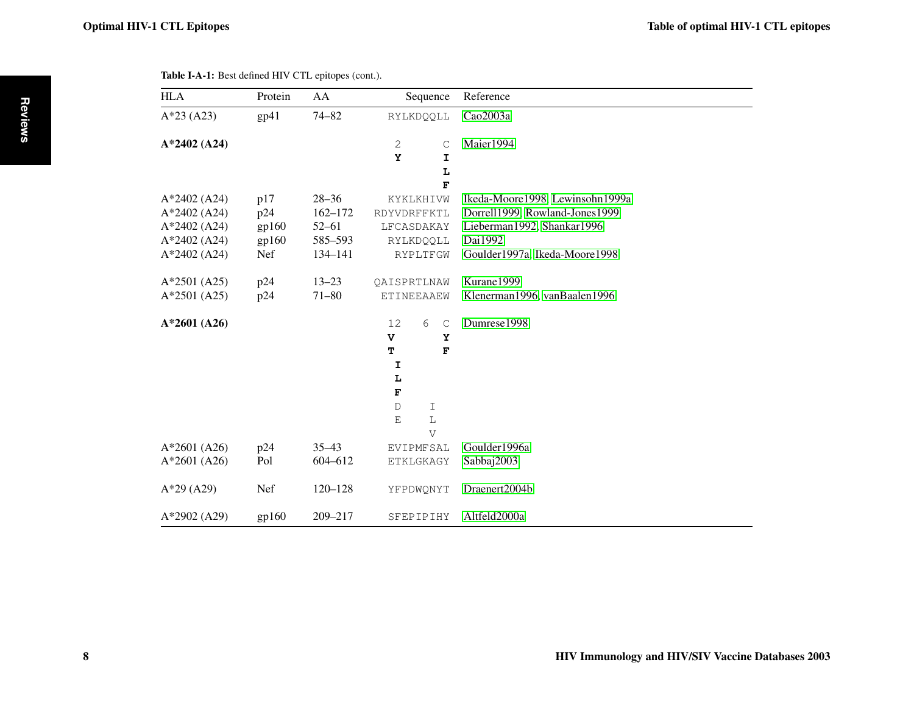**Table I-A-1:** Best defined HIV CTL epitopes (cont.).

| HLA | Protein | AA | Sequence | Reference |
|---|---|---|---|---|
| A*23 (A23) | gp41 | 74–82 | RYLKDQQLL | Cao2003a |
| **A*2402 (A24)** | | | 2 C<br>**Y** **I**<br>**L**<br>**F** | Maier1994 |
| A*2402 (A24) | p17 | 28–36 | KYKLKHIVW | Ikeda-Moore1998, Lewinsohn1999a |
| A*2402 (A24) | p24 | 162–172 | RDYVDRFFKTL | Dorrell1999, Rowland-Jones1999 |
| A*2402 (A24) | gp160 | 52–61 | LFCASDAKAY | Lieberman1992, Shankar1996 |
| A*2402 (A24) | gp160 | 585–593 | RYLKDQQLL | Dai1992 |
| A*2402 (A24) | Nef | 134–141 | RYPLTFGW | Goulder1997a, Ikeda-Moore1998 |
| A*2501 (A25) | p24 | 13–23 | QAISPRTLNAW | Kurane1999 |
| A*2501 (A25) | p24 | 71–80 | ETINEEAAEW | Klenerman1996, vanBaalen1996 |
| **A*2601 (A26)** | | | 12 6 C<br>**V** **Y**<br>**T** **F**<br>**I**<br>**L**<br>**F**<br>D I<br>E L<br>V | Dumrese1998 |
| A*2601 (A26) | p24 | 35–43 | EVIPMFSAL | Goulder1996a |
| A*2601 (A26) | Pol | 604–612 | ETKLGKAGY | Sabbaj2003 |
| A*29 (A29) | Nef | 120–128 | YFPDWQNYT | Draenert2004b |
| A*2902 (A29) | gp160 | 209–217 | SFEPIPIHY | Altfeld2000a |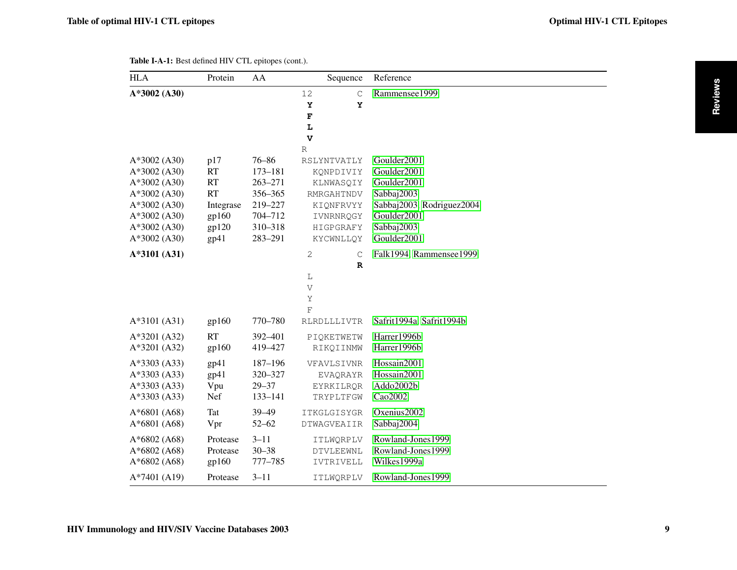**Table I-A-1:** Best defined HIV CTL epitopes (cont.).

| HLA | Protein | AA | Sequence | Reference |
|---|---|---|---|---|
| **A*3002 (A30)** | | | 12 C<br>**Y** **Y**<br>**F**<br>**L**<br>**V**<br>R | Rammensee1999 |
| A*3002 (A30) | p17 | 76–86 | RSLYNTVATLY | Goulder2001 |
| A*3002 (A30) | RT | 173–181 | KQNPDIVIY | Goulder2001 |
| A*3002 (A30) | RT | 263–271 | KLNWASQIY | Goulder2001 |
| A*3002 (A30) | RT | 356–365 | RMRGAHTNDV | Sabbaj2003 |
| A*3002 (A30) | Integrase | 219–227 | KIQNFRVYY | Sabbaj2003, Rodriguez2004 |
| A*3002 (A30) | gp160 | 704–712 | IVNRNRQGY | Goulder2001 |
| A*3002 (A30) | gp120 | 310–318 | HIGPGRAFY | Sabbaj2003 |
| A*3002 (A30) | gp41 | 283–291 | KYCWNLLQY | Goulder2001 |
| **A*3101 (A31)** | | | 2 C<br>**R**<br>L<br>V<br>Y<br>F | Falk1994, Rammensee1999 |
| A*3101 (A31) | gp160 | 770–780 | RLRDLLLIVTR | Safrit1994a, Safrit1994b |
| A*3201 (A32) | RT | 392–401 | PIQKETWETW | Harrer1996b |
| A*3201 (A32) | gp160 | 419–427 | RIKQIINMW | Harrer1996b |
| A*3303 (A33) | gp41 | 187–196 | VFAVLSIVNR | Hossain2001 |
| A*3303 (A33) | gp41 | 320–327 | EVAQRAYR | Hossain2001 |
| A*3303 (A33) | Vpu | 29–37 | EYRKILRQR | Addo2002b |
| A*3303 (A33) | Nef | 133–141 | TRYPLTFGW | Cao2002 |
| A*6801 (A68) | Tat | 39–49 | ITKGLGISYGR | Oxenius2002 |
| A*6801 (A68) | Vpr | 52–62 | DTWAGVEAIIR | Sabbaj2004 |
| A*6802 (A68) | Protease | 3–11 | ITLWQRPLV | Rowland-Jones1999 |
| A*6802 (A68) | Protease | 30–38 | DTVLEEWNL | Rowland-Jones1999 |
| A*6802 (A68) | gp160 | 777–785 | IVTRIVELL | Wilkes1999a |
| A*7401 (A19) | Protease | 3–11 | ITLWQRPLV | Rowland-Jones1999 |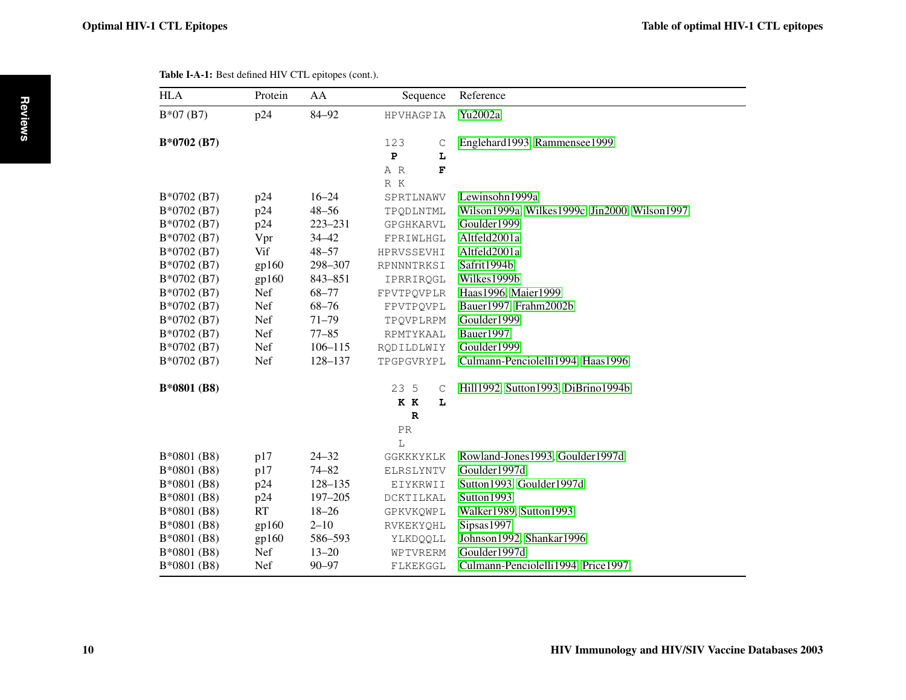**Table I-A-1:** Best defined HIV CTL epitopes (cont.).

| HLA | Protein | AA | Sequence | Reference |
|---|---|---|---|---|
| B*07 (B7) | p24 | 84–92 | HPVHAGPIA | Yu2002a |
| **B*0702 (B7)** | | | 123 C<br>**P** **L**<br>A R **F**<br>R K | Englehard1993, Rammensee1999 |
| B*0702 (B7) | p24 | 16–24 | SPRTLNAWV | Lewinsohn1999a |
| B*0702 (B7) | p24 | 48–56 | TPQDLNTML | Wilson1999a, Wilkes1999c, Jin2000, Wilson1997 |
| B*0702 (B7) | p24 | 223–231 | GPGHKARVL | Goulder1999 |
| B*0702 (B7) | Vpr | 34–42 | FPRIWLHGL | Altfeld2001a |
| B*0702 (B7) | Vif | 48–57 | HPRVSSEVHI | Altfeld2001a |
| B*0702 (B7) | gp160 | 298–307 | RPNNNTRKSI | Safrit1994b |
| B*0702 (B7) | gp160 | 843–851 | IPRRIRQGL | Wilkes1999b |
| B*0702 (B7) | Nef | 68–77 | FPVTPQVPLR | Haas1996, Maier1999 |
| B*0702 (B7) | Nef | 68–76 | FPVTPQVPL | Bauer1997, Frahm2002b |
| B*0702 (B7) | Nef | 71–79 | TPQVPLRPM | Goulder1999 |
| B*0702 (B7) | Nef | 77–85 | RPMTYKAAL | Bauer1997 |
| B*0702 (B7) | Nef | 106–115 | RQDILDLWIY | Goulder1999 |
| B*0702 (B7) | Nef | 128–137 | TPGPGVRYPL | Culmann-Penciolelli1994, Haas1996 |
| **B*0801 (B8)** | | | 23 5 C<br>**K K** **L**<br>**R**<br>PR<br>L | Hill1992, Sutton1993, DiBrino1994b |
| B*0801 (B8) | p17 | 24–32 | GGKKKYKLK | Rowland-Jones1993, Goulder1997d |
| B*0801 (B8) | p17 | 74–82 | ELRSLYNTV | Goulder1997d |
| B*0801 (B8) | p24 | 128–135 | EIYKRWII | Sutton1993, Goulder1997d |
| B*0801 (B8) | p24 | 197–205 | DCKTILKAL | Sutton1993 |
| B*0801 (B8) | RT | 18–26 | GPKVKQWPL | Walker1989, Sutton1993 |
| B*0801 (B8) | gp160 | 2–10 | RVKEKYQHL | Sipsas1997 |
| B*0801 (B8) | gp160 | 586–593 | YLKDQQLL | Johnson1992, Shankar1996 |
| B*0801 (B8) | Nef | 13–20 | WPTVRERM | Goulder1997d |
| B*0801 (B8) | Nef | 90–97 | FLKEKGGL | Culmann-Penciolelli1994, Price1997 |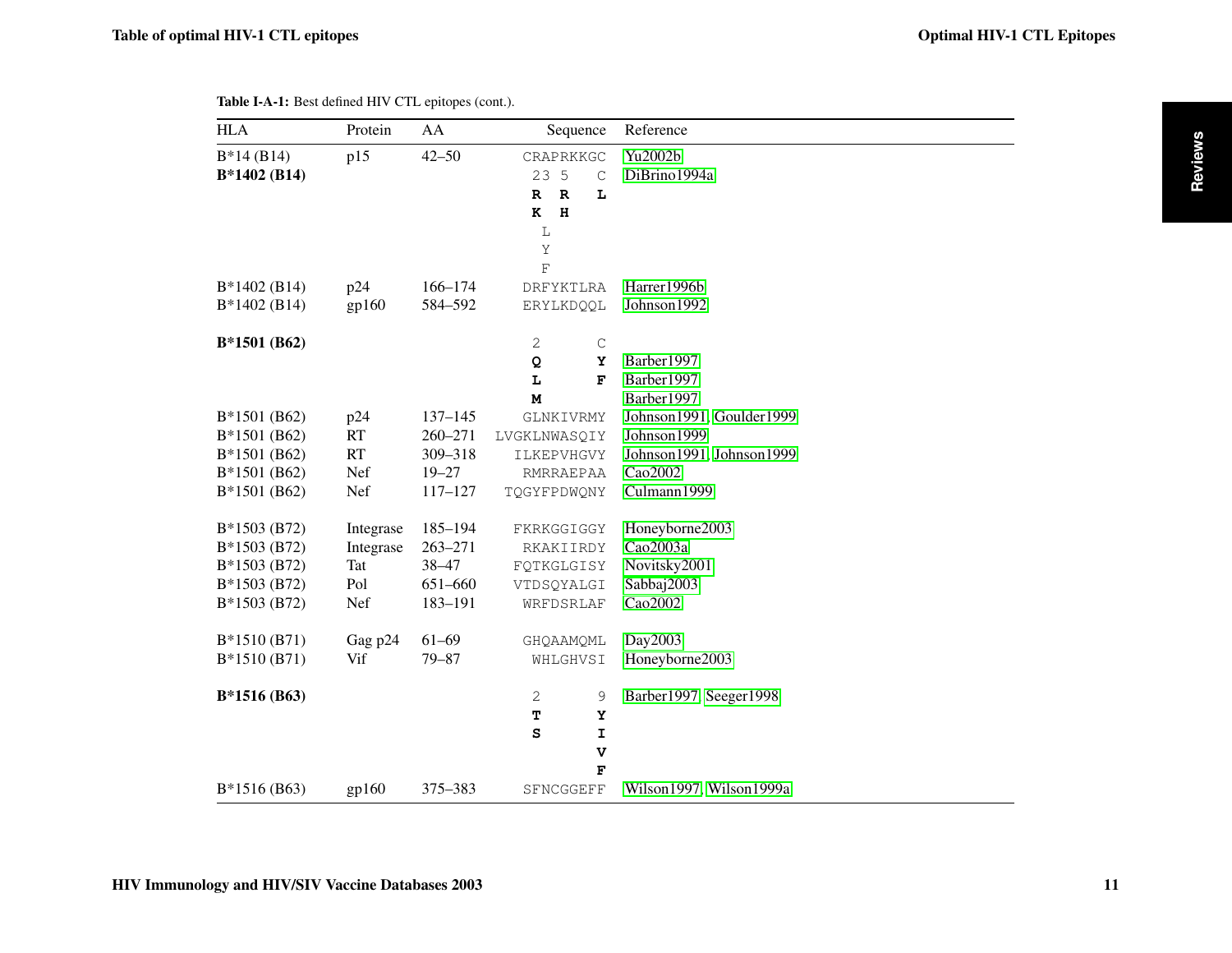**Table I-A-1:** Best defined HIV CTL epitopes (cont.).

| HLA | Protein | AA | Sequence | Reference |
|---|---|---|---|---|
| B*14 (B14) | p15 | 42–50 | CRAPRKKGC | Yu2002b |
| **B*1402 (B14)** | | | 23 5 C | DiBrino1994a |
| | | | **R R L** | |
| | | | **K H** | |
| | | | L | |
| | | | Y | |
| | | | F | |
| B*1402 (B14) | p24 | 166–174 | DRFYKTLRA | Harrer1996b |
| B*1402 (B14) | gp160 | 584–592 | ERYLKDQQL | Johnson1992 |
| **B*1501 (B62)** | | | 2 C | |
| | | | **Q Y** | Barber1997 |
| | | | **L F** | Barber1997 |
| | | | **M** | Barber1997 |
| B*1501 (B62) | p24 | 137–145 | GLNKIVRMY | Johnson1991, Goulder1999 |
| B*1501 (B62) | RT | 260–271 | LVGKLNWASQIY | Johnson1999 |
| B*1501 (B62) | RT | 309–318 | ILKEPVHGVY | Johnson1991, Johnson1999 |
| B*1501 (B62) | Nef | 19–27 | RMRRAEPAA | Cao2002 |
| B*1501 (B62) | Nef | 117–127 | TQGYFPDWQNY | Culmann1999 |
| B*1503 (B72) | Integrase | 185–194 | FKRKGGIGGY | Honeyborne2003 |
| B*1503 (B72) | Integrase | 263–271 | RKAKIIRDY | Cao2003a |
| B*1503 (B72) | Tat | 38–47 | FQTKGLGISY | Novitsky2001 |
| B*1503 (B72) | Pol | 651–660 | VTDSQYALGI | Sabbaj2003 |
| B*1503 (B72) | Nef | 183–191 | WRFDSRLAF | Cao2002 |
| B*1510 (B71) | Gag p24 | 61–69 | GHQAAMQML | Day2003 |
| B*1510 (B71) | Vif | 79–87 | WHLGHVSI | Honeyborne2003 |
| **B*1516 (B63)** | | | 2 9 | Barber1997, Seeger1998 |
| | | | **T Y** | |
| | | | **S I** | |
| | | | **V** | |
| | | | **F** | |
| B*1516 (B63) | gp160 | 375–383 | SFNCGGEFF | Wilson1997, Wilson1999a |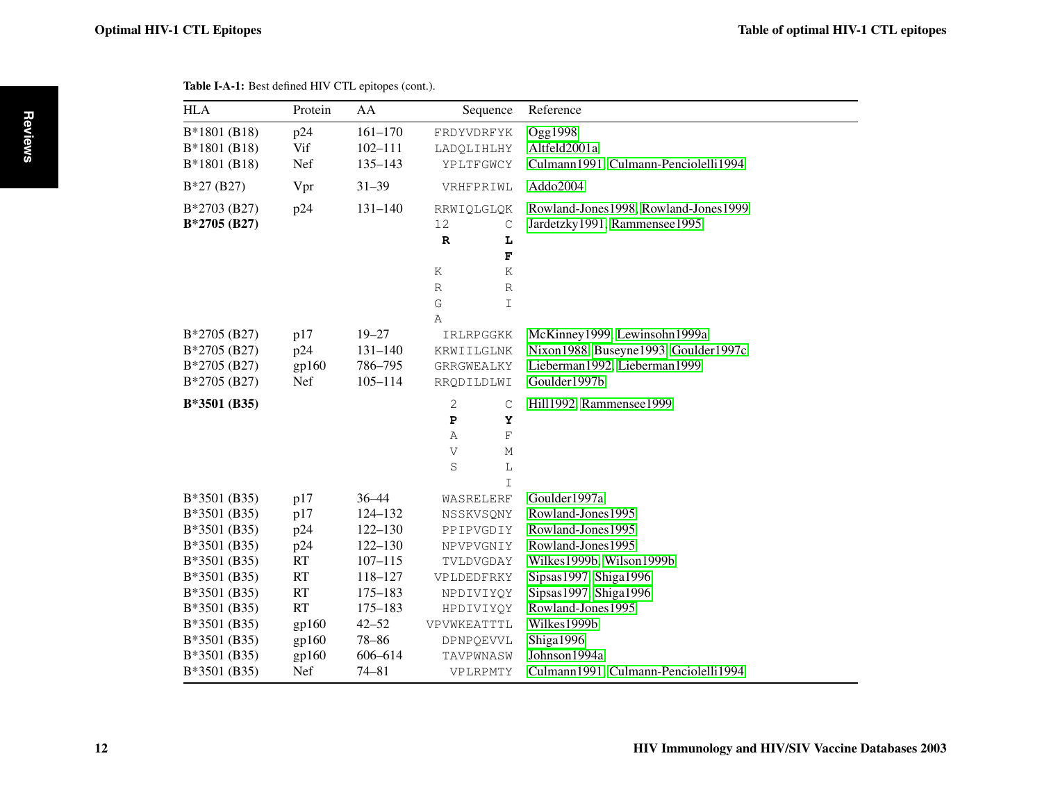**Table I-A-1:** Best defined HIV CTL epitopes (cont.).

| HLA | Protein | AA | Sequence | Reference |
|---|---|---|---|---|
| B*1801 (B18) | p24 | 161–170 | FRDYVDRFYK | Ogg1998 |
| B*1801 (B18) | Vif | 102–111 | LADQLIHLHY | Altfeld2001a |
| B*1801 (B18) | Nef | 135–143 | YPLTFGWCY | Culmann1991, Culmann-Penciolelli1994 |
| B*27 (B27) | Vpr | 31–39 | VRHFPRIWL | Addo2004 |
| B*2703 (B27) | p24 | 131–140 | RRWIQLGLQK | Rowland-Jones1998, Rowland-Jones1999 |
| **B*2705 (B27)** | | | 12 C | Jardetzky1991, Rammensee1995 |
| | | | **R** **L** | |
| | | | **F** | |
| | | | K K | |
| | | | R R | |
| | | | G I | |
| | | | A | |
| B*2705 (B27) | p17 | 19–27 | IRLRPGGKK | McKinney1999, Lewinsohn1999a |
| B*2705 (B27) | p24 | 131–140 | KRWIILGLNK | Nixon1988, Buseyne1993, Goulder1997c |
| B*2705 (B27) | gp160 | 786–795 | GRRGWEALKY | Lieberman1992, Lieberman1999 |
| B*2705 (B27) | Nef | 105–114 | RRQDILDLWI | Goulder1997b |
| **B*3501 (B35)** | | | 2 C | Hill1992, Rammensee1999 |
| | | | **P** **Y** | |
| | | | A F | |
| | | | V M | |
| | | | S L | |
| | | | I | |
| B*3501 (B35) | p17 | 36–44 | WASRELERF | Goulder1997a |
| B*3501 (B35) | p17 | 124–132 | NSSKVSQNY | Rowland-Jones1995 |
| B*3501 (B35) | p24 | 122–130 | PPIPVGDIY | Rowland-Jones1995 |
| B*3501 (B35) | p24 | 122–130 | NPVPVGNIY | Rowland-Jones1995 |
| B*3501 (B35) | RT | 107–115 | TVLDVGDAY | Wilkes1999b, Wilson1999b |
| B*3501 (B35) | RT | 118–127 | VPLDEDFRKY | Sipsas1997, Shiga1996 |
| B*3501 (B35) | RT | 175–183 | NPDIVIYQY | Sipsas1997, Shiga1996 |
| B*3501 (B35) | RT | 175–183 | HPDIVIYQY | Rowland-Jones1995 |
| B*3501 (B35) | gp160 | 42–52 | VPVWKEATTTL | Wilkes1999b |
| B*3501 (B35) | gp160 | 78–86 | DPNPQEVVL | Shiga1996 |
| B*3501 (B35) | gp160 | 606–614 | TAVPWNASW | Johnson1994a |
| B*3501 (B35) | Nef | 74–81 | VPLRPMTY | Culmann1991, Culmann-Penciolelli1994 |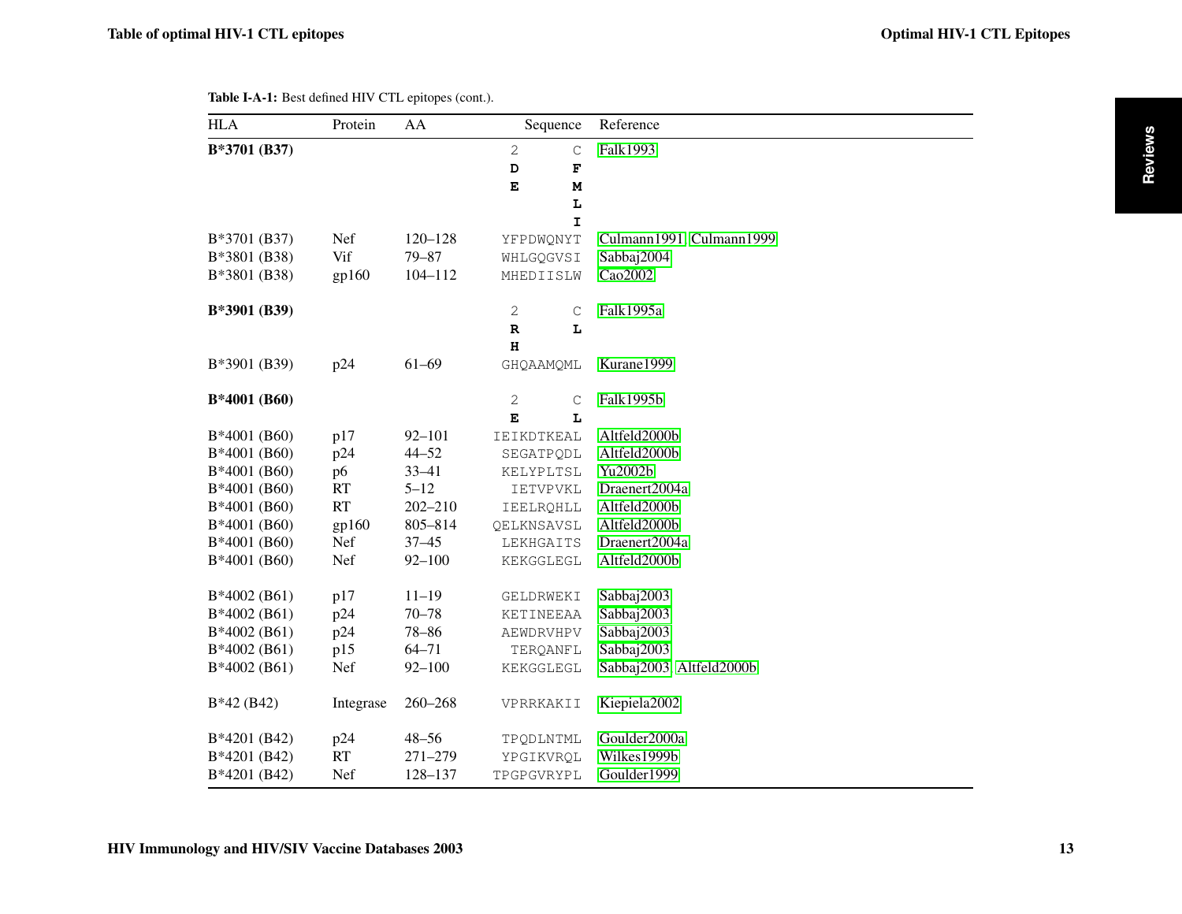**Table I-A-1:** Best defined HIV CTL epitopes (cont.).

| HLA | Protein | AA | Sequence | Reference |
|---|---|---|---|---|
| **B*3701 (B37)** | | | 2 C<br>**D F**<br>**E M**<br>**L**<br>**I** | Falk1993 |
| B*3701 (B37) | Nef | 120–128 | YFPDWQNYT | Culmann1991, Culmann1999 |
| B*3801 (B38) | Vif | 79–87 | WHLGQGVSI | Sabbaj2004 |
| B*3801 (B38) | gp160 | 104–112 | MHEDIISLW | Cao2002 |
| **B*3901 (B39)** | | | 2 C<br>**R L**<br>**H** | Falk1995a |
| B*3901 (B39) | p24 | 61–69 | GHQAAMQML | Kurane1999 |
| **B*4001 (B60)** | | | 2 C<br>**E L** | Falk1995b |
| B*4001 (B60) | p17 | 92–101 | IEIKDTKEAL | Altfeld2000b |
| B*4001 (B60) | p24 | 44–52 | SEGATPQDL | Altfeld2000b |
| B*4001 (B60) | p6 | 33–41 | KELYPLTSL | Yu2002b |
| B*4001 (B60) | RT | 5–12 | IETVPVKL | Draenert2004a |
| B*4001 (B60) | RT | 202–210 | IEELRQHLL | Altfeld2000b |
| B*4001 (B60) | gp160 | 805–814 | QELKNSAVSL | Altfeld2000b |
| B*4001 (B60) | Nef | 37–45 | LEKHGAITS | Draenert2004a |
| B*4001 (B60) | Nef | 92–100 | KEKGGLEGL | Altfeld2000b |
| B*4002 (B61) | p17 | 11–19 | GELDRWEKI | Sabbaj2003 |
| B*4002 (B61) | p24 | 70–78 | KETINEEAA | Sabbaj2003 |
| B*4002 (B61) | p24 | 78–86 | AEWDRVHPV | Sabbaj2003 |
| B*4002 (B61) | p15 | 64–71 | TERQANFL | Sabbaj2003 |
| B*4002 (B61) | Nef | 92–100 | KEKGGLEGL | Sabbaj2003, Altfeld2000b |
| B*42 (B42) | Integrase | 260–268 | VPRRKAKII | Kiepiela2002 |
| B*4201 (B42) | p24 | 48–56 | TPQDLNTML | Goulder2000a |
| B*4201 (B42) | RT | 271–279 | YPGIKVRQL | Wilkes1999b |
| B*4201 (B42) | Nef | 128–137 | TPGPGVRYPL | Goulder1999 |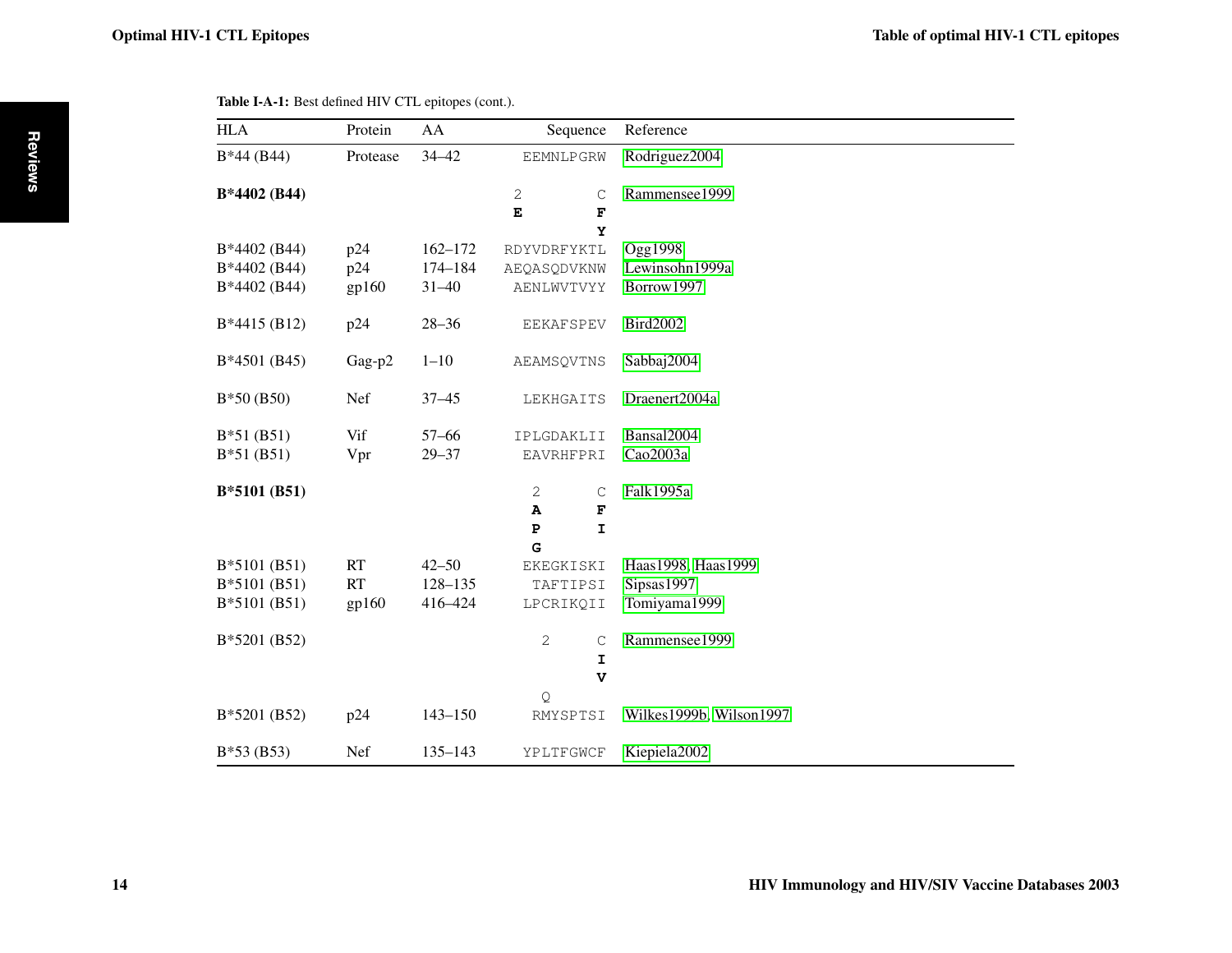**Table I-A-1:** Best defined HIV CTL epitopes (cont.).

| HLA | Protein | AA | Sequence | Reference |
|---|---|---|---|---|
| B*44 (B44) | Protease | 34–42 | EEMNLPGRW | Rodriguez2004 |
| **B*4402 (B44)** | | | 2 C<br>**E** **F**<br>**Y** | Rammensee1999 |
| B*4402 (B44) | p24 | 162–172 | RDYVDRFYKTL | Ogg1998 |
| B*4402 (B44) | p24 | 174–184 | AEQASQDVKNW | Lewinsohn1999a |
| B*4402 (B44) | gp160 | 31–40 | AENLWVTVYY | Borrow1997 |
| B*4415 (B12) | p24 | 28–36 | EEKAFSPEV | Bird2002 |
| B*4501 (B45) | Gag-p2 | 1–10 | AEAMSQVTNS | Sabbaj2004 |
| B*50 (B50) | Nef | 37–45 | LEKHGAITS | Draenert2004a |
| B*51 (B51) | Vif | 57–66 | IPLGDAKLII | Bansal2004 |
| B*51 (B51) | Vpr | 29–37 | EAVRHFPRI | Cao2003a |
| **B*5101 (B51)** | | | 2 C<br>**A** **F**<br>**P** **I**<br>**G** | Falk1995a |
| B*5101 (B51) | RT | 42–50 | EKEGKISKI | Haas1998, Haas1999 |
| B*5101 (B51) | RT | 128–135 | TAFTIPSI | Sipsas1997 |
| B*5101 (B51) | gp160 | 416–424 | LPCRIKQII | Tomiyama1999 |
| B*5201 (B52) | | | 2 C<br>**I**<br>**V**<br>Q | Rammensee1999 |
| B*5201 (B52) | p24 | 143–150 | RMYSPTSI | Wilkes1999b, Wilson1997 |
| B*53 (B53) | Nef | 135–143 | YPLTFGWCF | Kiepiela2002 |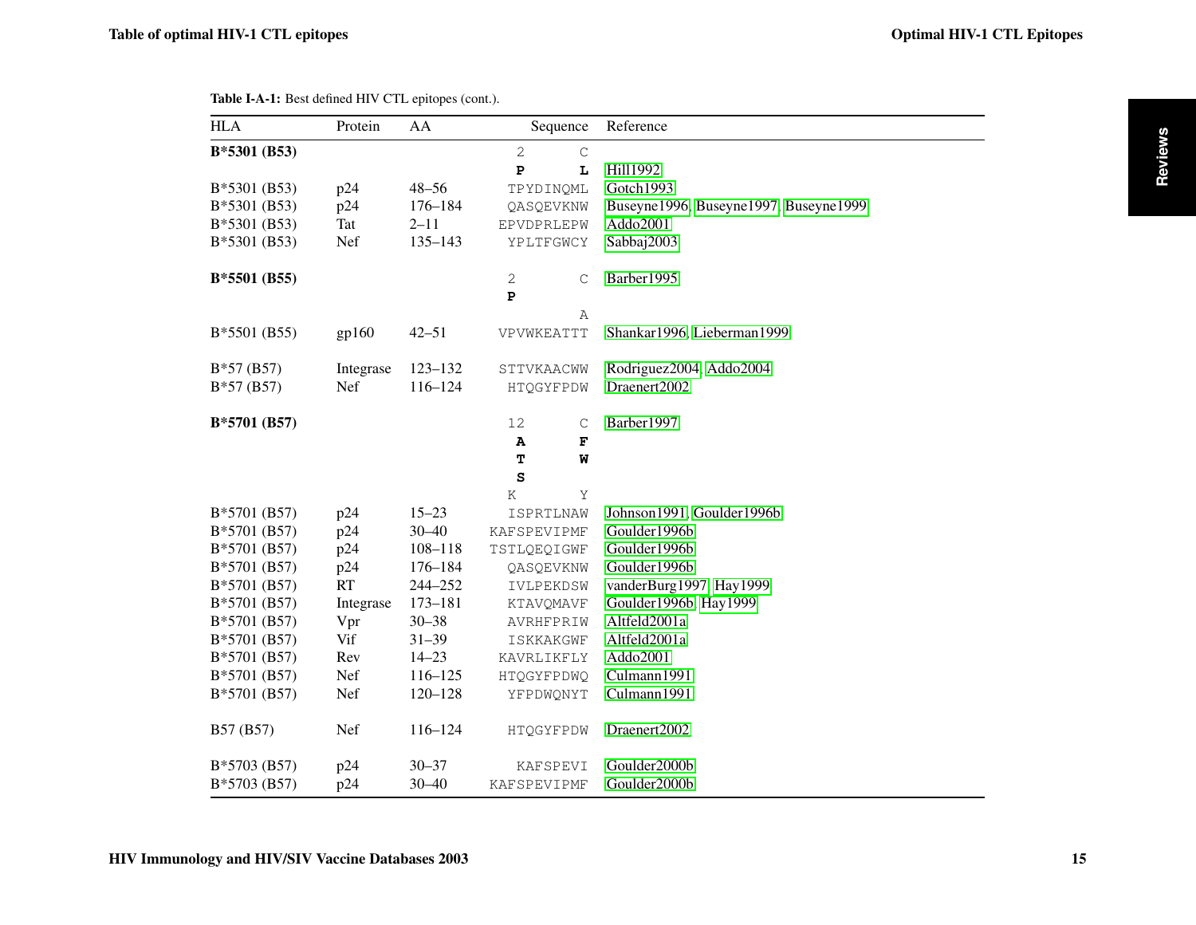**Table I-A-1:** Best defined HIV CTL epitopes (cont.).

| HLA | Protein | AA | Sequence | Reference |
|---|---|---|---|---|
| **B*5301 (B53)** | | | 2 C<br>**P L** | Hill1992 |
| B*5301 (B53) | p24 | 48–56 | TPYDINQML | Gotch1993 |
| B*5301 (B53) | p24 | 176–184 | QASQEVKNW | Buseyne1996, Buseyne1997, Buseyne1999 |
| B*5301 (B53) | Tat | 2–11 | EPVDPRLEPW | Addo2001 |
| B*5301 (B53) | Nef | 135–143 | YPLTFGWCY | Sabbaj2003 |
| **B*5501 (B55)** | | | 2 C<br>**P**<br>A | Barber1995 |
| B*5501 (B55) | gp160 | 42–51 | VPVWKEATTT | Shankar1996, Lieberman1999 |
| B*57 (B57) | Integrase | 123–132 | STTVKAACWW | Rodriguez2004, Addo2004 |
| B*57 (B57) | Nef | 116–124 | HTQGYFPDW | Draenert2002 |
| **B*5701 (B57)** | | | 12 C<br>**A F**<br>**T W**<br>**S**<br>K Y | Barber1997 |
| B*5701 (B57) | p24 | 15–23 | ISPRTLNAW | Johnson1991, Goulder1996b |
| B*5701 (B57) | p24 | 30–40 | KAFSPEVIPMF | Goulder1996b |
| B*5701 (B57) | p24 | 108–118 | TSTLQEQIGWF | Goulder1996b |
| B*5701 (B57) | p24 | 176–184 | QASQEVKNW | Goulder1996b |
| B*5701 (B57) | RT | 244–252 | IVLPEKDSW | vanderBurg1997, Hay1999 |
| B*5701 (B57) | Integrase | 173–181 | KTAVQMAVF | Goulder1996b, Hay1999 |
| B*5701 (B57) | Vpr | 30–38 | AVRHFPRIW | Altfeld2001a |
| B*5701 (B57) | Vif | 31–39 | ISKKAKGWF | Altfeld2001a |
| B*5701 (B57) | Rev | 14–23 | KAVRLIKFLY | Addo2001 |
| B*5701 (B57) | Nef | 116–125 | HTQGYFPDWQ | Culmann1991 |
| B*5701 (B57) | Nef | 120–128 | YFPDWQNYT | Culmann1991 |
| B57 (B57) | Nef | 116–124 | HTQGYFPDW | Draenert2002 |
| B*5703 (B57) | p24 | 30–37 | KAFSPEVI | Goulder2000b |
| B*5703 (B57) | p24 | 30–40 | KAFSPEVIPMF | Goulder2000b |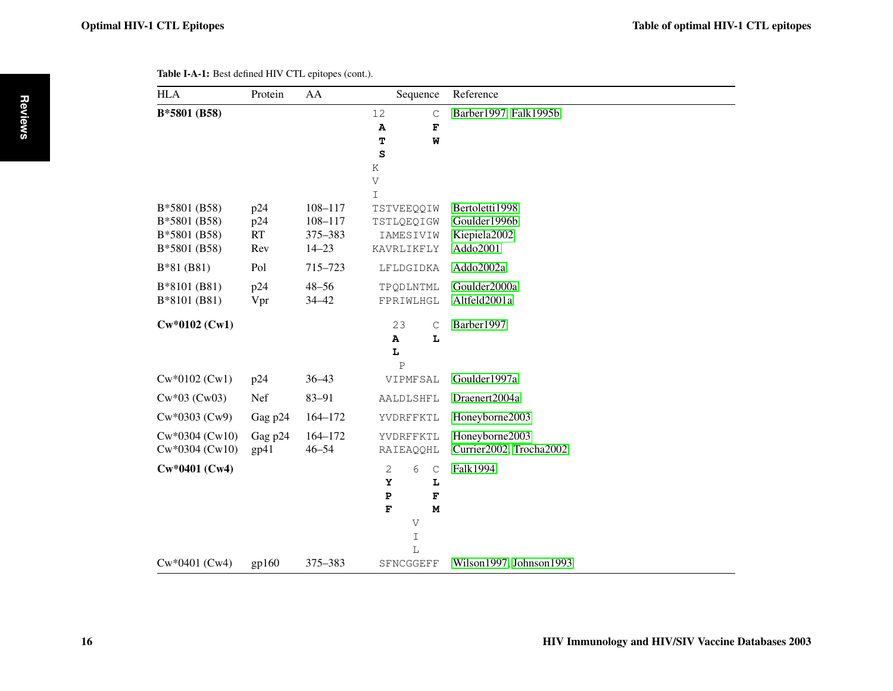**Table I-A-1:** Best defined HIV CTL epitopes (cont.).

| HLA | Protein | AA | Sequence | Reference |
|---|---|---|---|---|
| **B*5801 (B58)** | | | 12 C<br>**A** **F**<br>**T** **W**<br>**S**<br>K<br>V<br>I | Barber1997, Falk1995b |
| B*5801 (B58) | p24 | 108–117 | TSTVEEQQIW | Bertoletti1998 |
| B*5801 (B58) | p24 | 108–117 | TSTLQEQIGW | Goulder1996b |
| B*5801 (B58) | RT | 375–383 | IAMESIVIW | Kiepiela2002 |
| B*5801 (B58) | Rev | 14–23 | KAVRLIKFLY | Addo2001 |
| B*81 (B81) | Pol | 715–723 | LFLDGIDKA | Addo2002a |
| B*8101 (B81) | p24 | 48–56 | TPQDLNTML | Goulder2000a |
| B*8101 (B81) | Vpr | 34–42 | FPRIWLHGL | Altfeld2001a |
| **Cw*0102 (Cw1)** | | | 23 C<br>**A** **L**<br>**L**<br>P | Barber1997 |
| Cw*0102 (Cw1) | p24 | 36–43 | VIPMFSAL | Goulder1997a |
| Cw*03 (Cw03) | Nef | 83–91 | AALDLSHFL | Draenert2004a |
| Cw*0303 (Cw9) | Gag p24 | 164–172 | YVDRFFKTL | Honeyborne2003 |
| Cw*0304 (Cw10) | Gag p24 | 164–172 | YVDRFFKTL | Honeyborne2003 |
| Cw*0304 (Cw10) | gp41 | 46–54 | RAIEAQQHL | Currier2002, Trocha2002 |
| **Cw*0401 (Cw4)** | | | 2 6 C<br>**Y** **L**<br>**P** **F**<br>**F** **M**<br>V<br>I<br>L | Falk1994 |
| Cw*0401 (Cw4) | gp160 | 375–383 | SFNCGGEFF | Wilson1997, Johnson1993 |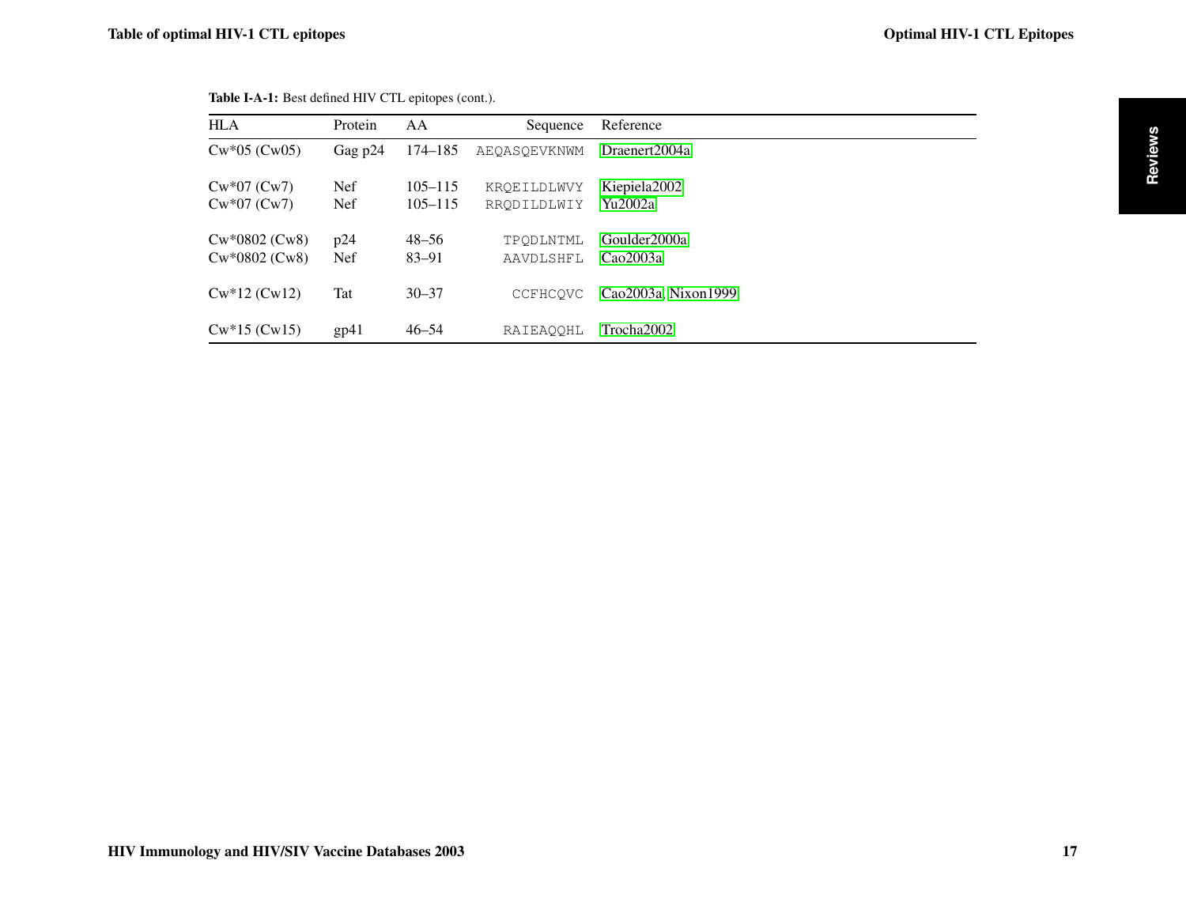**Table I-A-1:** Best defined HIV CTL epitopes (cont.).

| HLA | Protein | AA | Sequence | Reference |
|---|---|---|---|---|
| Cw*05 (Cw05) | Gag p24 | 174–185 | AEQASQEVKNWM | Draenert2004a |
| Cw*07 (Cw7) | Nef | 105–115 | KRQEILDLWVY | Kiepiela2002 |
| Cw*07 (Cw7) | Nef | 105–115 | RRQDILDLWIY | Yu2002a |
| Cw*0802 (Cw8) | p24 | 48–56 | TPQDLNTML | Goulder2000a |
| Cw*0802 (Cw8) | Nef | 83–91 | AAVDLSHFL | Cao2003a |
| Cw*12 (Cw12) | Tat | 30–37 | CCFHCQVC | Cao2003a, Nixon1999 |
| Cw*15 (Cw15) | gp41 | 46–54 | RAIEAQQHL | Trocha2002 |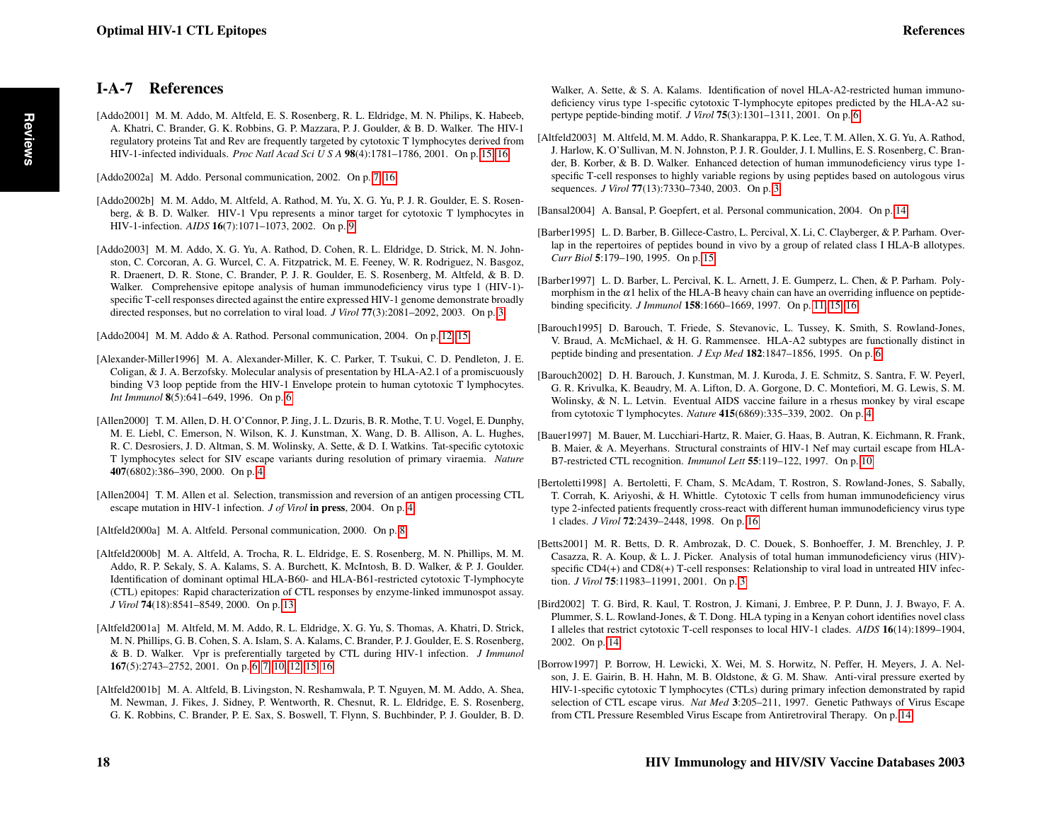## I-A-7 References

[Addo2001] M. M. Addo, M. Altfeld, E. S. Rosenberg, R. L. Eldridge, M. N. Philips, K. Habeeb, A. Khatri, C. Brander, G. K. Robbins, G. P. Mazzara, P. J. Goulder, & B. D. Walker. The HIV-1 regulatory proteins Tat and Rev are frequently targeted by cytotoxic T lymphocytes derived from HIV-1-infected individuals. *Proc Natl Acad Sci U S A* **98**(4):1781–1786, 2001. On p. 15, 16

[Addo2002a] M. Addo. Personal communication, 2002. On p. 7, 16

[Addo2002b] M. M. Addo, M. Altfeld, A. Rathod, M. Yu, X. G. Yu, P. J. R. Goulder, E. S. Rosenberg, & B. D. Walker. HIV-1 Vpu represents a minor target for cytotoxic T lymphocytes in HIV-1-infection. *AIDS* **16**(7):1071–1073, 2002. On p. 9

[Addo2003] M. M. Addo, X. G. Yu, A. Rathod, D. Cohen, R. L. Eldridge, D. Strick, M. N. Johnston, C. Corcoran, A. G. Wurcel, C. A. Fitzpatrick, M. E. Feeney, W. R. Rodriguez, N. Basgoz, R. Draenert, D. R. Stone, C. Brander, P. J. R. Goulder, E. S. Rosenberg, M. Altfeld, & B. D. Walker. Comprehensive epitope analysis of human immunodeficiency virus type 1 (HIV-1)-specific T-cell responses directed against the entire expressed HIV-1 genome demonstrate broadly directed responses, but no correlation to viral load. *J Virol* **77**(3):2081–2092, 2003. On p. 3

[Addo2004] M. M. Addo & A. Rathod. Personal communication, 2004. On p. 12, 15

[Alexander-Miller1996] M. A. Alexander-Miller, K. C. Parker, T. Tsukui, C. D. Pendleton, J. E. Coligan, & J. A. Berzofsky. Molecular analysis of presentation by HLA-A2.1 of a promiscuously binding V3 loop peptide from the HIV-1 Envelope protein to human cytotoxic T lymphocytes. *Int Immunol* **8**(5):641–649, 1996. On p. 6

[Allen2000] T. M. Allen, D. H. O'Connor, P. Jing, J. L. Dzuris, B. R. Mothe, T. U. Vogel, E. Dunphy, M. E. Liebl, C. Emerson, N. Wilson, K. J. Kunstman, X. Wang, D. B. Allison, A. L. Hughes, R. C. Desrosiers, J. D. Altman, S. M. Wolinsky, A. Sette, & D. I. Watkins. Tat-specific cytotoxic T lymphocytes select for SIV escape variants during resolution of primary viraemia. *Nature* **407**(6802):386–390, 2000. On p. 4

[Allen2004] T. M. Allen et al. Selection, transmission and reversion of an antigen processing CTL escape mutation in HIV-1 infection. *J of Virol* **in press**, 2004. On p. 4

[Altfeld2000a] M. A. Altfeld. Personal communication, 2000. On p. 8

[Altfeld2000b] M. A. Altfeld, A. Trocha, R. L. Eldridge, E. S. Rosenberg, M. N. Phillips, M. M. Addo, R. P. Sekaly, S. A. Kalams, S. A. Burchett, K. McIntosh, B. D. Walker, & P. J. Goulder. Identification of dominant optimal HLA-B60- and HLA-B61-restricted cytotoxic T-lymphocyte (CTL) epitopes: Rapid characterization of CTL responses by enzyme-linked immunospot assay. *J Virol* **74**(18):8541–8549, 2000. On p. 13

[Altfeld2001a] M. Altfeld, M. M. Addo, R. L. Eldridge, X. G. Yu, S. Thomas, A. Khatri, D. Strick, M. N. Phillips, G. B. Cohen, S. A. Islam, S. A. Kalams, C. Brander, P. J. Goulder, E. S. Rosenberg, & B. D. Walker. Vpr is preferentially targeted by CTL during HIV-1 infection. *J Immunol* **167**(5):2743–2752, 2001. On p. 6, 7, 10, 12, 15, 16

[Altfeld2001b] M. A. Altfeld, B. Livingston, N. Reshamwala, P. T. Nguyen, M. M. Addo, A. Shea, M. Newman, J. Fikes, J. Sidney, P. Wentworth, R. Chesnut, R. L. Eldridge, E. S. Rosenberg, G. K. Robbins, C. Brander, P. E. Sax, S. Boswell, T. Flynn, S. Buchbinder, P. J. Goulder, B. D. Walker, A. Sette, & S. A. Kalams. Identification of novel HLA-A2-restricted human immunodeficiency virus type 1-specific cytotoxic T-lymphocyte epitopes predicted by the HLA-A2 supertype peptide-binding motif. *J Virol* **75**(3):1301–1311, 2001. On p. 6

[Altfeld2003] M. Altfeld, M. M. Addo, R. Shankarappa, P. K. Lee, T. M. Allen, X. G. Yu, A. Rathod, J. Harlow, K. O'Sullivan, M. N. Johnston, P. J. R. Goulder, J. I. Mullins, E. S. Rosenberg, C. Brander, B. Korber, & B. D. Walker. Enhanced detection of human immunodeficiency virus type 1-specific T-cell responses to highly variable regions by using peptides based on autologous virus sequences. *J Virol* **77**(13):7330–7340, 2003. On p. 3

[Bansal2004] A. Bansal, P. Goepfert, et al. Personal communication, 2004. On p. 14

[Barber1995] L. D. Barber, B. Gillece-Castro, L. Percival, X. Li, C. Clayberger, & P. Parham. Overlap in the repertoires of peptides bound in vivo by a group of related class I HLA-B allotypes. *Curr Biol* **5**:179–190, 1995. On p. 15

[Barber1997] L. D. Barber, L. Percival, K. L. Arnett, J. E. Gumperz, L. Chen, & P. Parham. Polymorphism in the $\alpha$1 helix of the HLA-B heavy chain can have an overriding influence on peptide-binding specificity. *J Immunol* **158**:1660–1669, 1997. On p. 11, 15, 16

[Barouch1995] D. Barouch, T. Friede, S. Stevanovic, L. Tussey, K. Smith, S. Rowland-Jones, V. Braud, A. McMichael, & H. G. Rammensee. HLA-A2 subtypes are functionally distinct in peptide binding and presentation. *J Exp Med* **182**:1847–1856, 1995. On p. 6

[Barouch2002] D. H. Barouch, J. Kunstman, M. J. Kuroda, J. E. Schmitz, S. Santra, F. W. Peyerl, G. R. Krivulka, K. Beaudry, M. A. Lifton, D. A. Gorgone, D. C. Montefiori, M. G. Lewis, S. M. Wolinsky, & N. L. Letvin. Eventual AIDS vaccine failure in a rhesus monkey by viral escape from cytotoxic T lymphocytes. *Nature* **415**(6869):335–339, 2002. On p. 4

[Bauer1997] M. Bauer, M. Lucchiari-Hartz, R. Maier, G. Haas, B. Autran, K. Eichmann, R. Frank, B. Maier, & A. Meyerhans. Structural constraints of HIV-1 Nef may curtail escape from HLA-B7-restricted CTL recognition. *Immunol Lett* **55**:119–122, 1997. On p. 10

[Bertoletti1998] A. Bertoletti, F. Cham, S. McAdam, T. Rostron, S. Rowland-Jones, S. Sabally, T. Corrah, K. Ariyoshi, & H. Whittle. Cytotoxic T cells from human immunodeficiency virus type 2-infected patients frequently cross-react with different human immunodeficiency virus type 1 clades. *J Virol* **72**:2439–2448, 1998. On p. 16

[Betts2001] M. R. Betts, D. R. Ambrozak, D. C. Douek, S. Bonhoeffer, J. M. Brenchley, J. P. Casazza, R. A. Koup, & L. J. Picker. Analysis of total human immunodeficiency virus (HIV)-specific CD4(+) and CD8(+) T-cell responses: Relationship to viral load in untreated HIV infection. *J Virol* **75**:11983–11991, 2001. On p. 3

[Bird2002] T. G. Bird, R. Kaul, T. Rostron, J. Kimani, J. Embree, P. P. Dunn, J. J. Bwayo, F. A. Plummer, S. L. Rowland-Jones, & T. Dong. HLA typing in a Kenyan cohort identifies novel class I alleles that restrict cytotoxic T-cell responses to local HIV-1 clades. *AIDS* **16**(14):1899–1904, 2002. On p. 14

[Borrow1997] P. Borrow, H. Lewicki, X. Wei, M. S. Horwitz, N. Peffer, H. Meyers, J. A. Nelson, J. E. Gairin, B. H. Hahn, M. B. Oldstone, & G. M. Shaw. Anti-viral pressure exerted by HIV-1-specific cytotoxic T lymphocytes (CTLs) during primary infection demonstrated by rapid selection of CTL escape virus. *Nat Med* **3**:205–211, 1997. Genetic Pathways of Virus Escape from CTL Pressure Resembled Virus Escape from Antiretroviral Therapy. On p. 14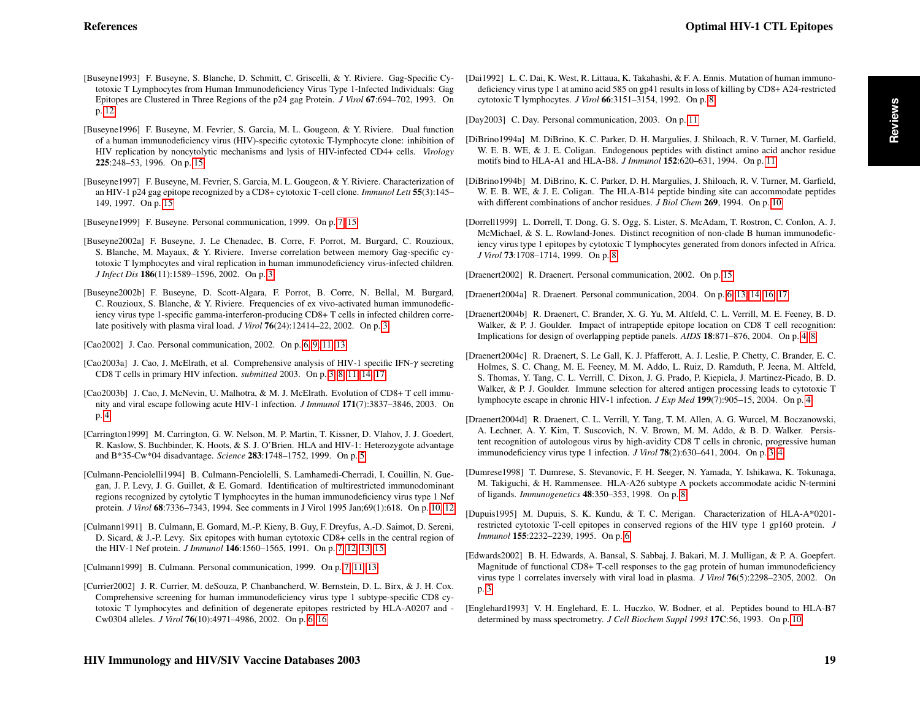[Buseyne1993] F. Buseyne, S. Blanche, D. Schmitt, C. Griscelli, & Y. Riviere. Gag-Specific Cytotoxic T Lymphocytes from Human Immunodeficiency Virus Type 1-Infected Individuals: Gag Epitopes are Clustered in Three Regions of the p24 gag Protein. *J Virol* **67**:694–702, 1993. On p. 12

[Buseyne1996] F. Buseyne, M. Fevrier, S. Garcia, M. L. Gougeon, & Y. Riviere. Dual function of a human immunodeficiency virus (HIV)-specific cytotoxic T-lymphocyte clone: inhibition of HIV replication by noncytolytic mechanisms and lysis of HIV-infected CD4+ cells. *Virology* **225**:248–53, 1996. On p. 15

[Buseyne1997] F. Buseyne, M. Fevrier, S. Garcia, M. L. Gougeon, & Y. Riviere. Characterization of an HIV-1 p24 gag epitope recognized by a CD8+ cytotoxic T-cell clone. *Immunol Lett* **55**(3):145–149, 1997. On p. 15

[Buseyne1999] F. Buseyne. Personal communication, 1999. On p. 7, 15

[Buseyne2002a] F. Buseyne, J. Le Chenadec, B. Corre, F. Porrot, M. Burgard, C. Rouzioux, S. Blanche, M. Mayaux, & Y. Riviere. Inverse correlation between memory Gag-specific cytotoxic T lymphocytes and viral replication in human immunodeficiency virus-infected children. *J Infect Dis* **186**(11):1589–1596, 2002. On p. 3

[Buseyne2002b] F. Buseyne, D. Scott-Algara, F. Porrot, B. Corre, N. Bellal, M. Burgard, C. Rouzioux, S. Blanche, & Y. Riviere. Frequencies of ex vivo-activated human immunodeficiency virus type 1-specific gamma-interferon-producing CD8+ T cells in infected children correlate positively with plasma viral load. *J Virol* **76**(24):12414–22, 2002. On p. 3

[Cao2002] J. Cao. Personal communication, 2002. On p. 6, 9, 11, 13

[Cao2003a] J. Cao, J. McElrath, et al. Comprehensive analysis of HIV-1 specific IFN-$\gamma$ secreting CD8 T cells in primary HIV infection. *submitted* 2003. On p. 3, 8, 11, 14, 17

[Cao2003b] J. Cao, J. McNevin, U. Malhotra, & M. J. McElrath. Evolution of CD8+ T cell immunity and viral escape following acute HIV-1 infection. *J Immunol* **171**(7):3837–3846, 2003. On p. 4

[Carrington1999] M. Carrington, G. W. Nelson, M. P. Martin, T. Kissner, D. Vlahov, J. J. Goedert, R. Kaslow, S. Buchbinder, K. Hoots, & S. J. O'Brien. HLA and HIV-1: Heterozygote advantage and B*35-Cw*04 disadvantage. *Science* **283**:1748–1752, 1999. On p. 5

[Culmann-Penciolelli1994] B. Culmann-Penciolelli, S. Lamhamedi-Cherradi, I. Couillin, N. Guegan, J. P. Levy, J. G. Guillet, & E. Gomard. Identification of multirestricted immunodominant regions recognized by cytolytic T lymphocytes in the human immunodeficiency virus type 1 Nef protein. *J Virol* **68**:7336–7343, 1994. See comments in J Virol 1995 Jan;69(1):618. On p. 10, 12

[Culmann1991] B. Culmann, E. Gomard, M.-P. Kieny, B. Guy, F. Dreyfus, A.-D. Saimot, D. Sereni, D. Sicard, & J.-P. Levy. Six epitopes with human cytotoxic CD8+ cells in the central region of the HIV-1 Nef protein. *J Immunol* **146**:1560–1565, 1991. On p. 7, 12, 13, 15

[Culmann1999] B. Culmann. Personal communication, 1999. On p. 7, 11, 13

[Currier2002] J. R. Currier, M. deSouza, P. Chanbancherd, W. Bernstein, D. L. Birx, & J. H. Cox. Comprehensive screening for human immunodeficiency virus type 1 subtype-specific CD8 cytotoxic T lymphocytes and definition of degenerate epitopes restricted by HLA-A0207 and -Cw0304 alleles. *J Virol* **76**(10):4971–4986, 2002. On p. 6, 16

[Dai1992] L. C. Dai, K. West, R. Littaua, K. Takahashi, & F. A. Ennis. Mutation of human immunodeficiency virus type 1 at amino acid 585 on gp41 results in loss of killing by CD8+ A24-restricted cytotoxic T lymphocytes. *J Virol* **66**:3151–3154, 1992. On p. 8

[Day2003] C. Day. Personal communication, 2003. On p. 11

[DiBrino1994a] M. DiBrino, K. C. Parker, D. H. Margulies, J. Shiloach, R. V. Turner, M. Garfield, W. E. B. WE, & J. E. Coligan. Endogenous peptides with distinct amino acid anchor residue motifs bind to HLA-A1 and HLA-B8. *J Immunol* **152**:620–631, 1994. On p. 11

[DiBrino1994b] M. DiBrino, K. C. Parker, D. H. Margulies, J. Shiloach, R. V. Turner, M. Garfield, W. E. B. WE, & J. E. Coligan. The HLA-B14 peptide binding site can accommodate peptides with different combinations of anchor residues. *J Biol Chem* **269**, 1994. On p. 10

[Dorrell1999] L. Dorrell, T. Dong, G. S. Ogg, S. Lister, S. McAdam, T. Rostron, C. Conlon, A. J. McMichael, & S. L. Rowland-Jones. Distinct recognition of non-clade B human immunodeficiency virus type 1 epitopes by cytotoxic T lymphocytes generated from donors infected in Africa. *J Virol* **73**:1708–1714, 1999. On p. 8

[Draenert2002] R. Draenert. Personal communication, 2002. On p. 15

[Draenert2004a] R. Draenert. Personal communication, 2004. On p. 6, 13, 14, 16, 17

[Draenert2004b] R. Draenert, C. Brander, X. G. Yu, M. Altfeld, C. L. Verrill, M. E. Feeney, B. D. Walker, & P. J. Goulder. Impact of intrapeptide epitope location on CD8 T cell recognition: Implications for design of overlapping peptide panels. *AIDS* **18**:871–876, 2004. On p. 4, 8

[Draenert2004c] R. Draenert, S. Le Gall, K. J. Pfafferott, A. J. Leslie, P. Chetty, C. Brander, E. C. Holmes, S. C. Chang, M. E. Feeney, M. M. Addo, L. Ruiz, D. Ramduth, P. Jeena, M. Altfeld, S. Thomas, Y. Tang, C. L. Verrill, C. Dixon, J. G. Prado, P. Kiepiela, J. Martinez-Picado, B. D. Walker, & P. J. Goulder. Immune selection for altered antigen processing leads to cytotoxic T lymphocyte escape in chronic HIV-1 infection. *J Exp Med* **199**(7):905–15, 2004. On p. 4

[Draenert2004d] R. Draenert, C. L. Verrill, Y. Tang, T. M. Allen, A. G. Wurcel, M. Boczanowski, A. Lechner, A. Y. Kim, T. Suscovich, N. V. Brown, M. M. Addo, & B. D. Walker. Persistent recognition of autologous virus by high-avidity CD8 T cells in chronic, progressive human immunodeficiency virus type 1 infection. *J Virol* **78**(2):630–641, 2004. On p. 3, 4

[Dumrese1998] T. Dumrese, S. Stevanovic, F. H. Seeger, N. Yamada, Y. Ishikawa, K. Tokunaga, M. Takiguchi, & H. Rammensee. HLA-A26 subtype A pockets accommodate acidic N-termini of ligands. *Immunogenetics* **48**:350–353, 1998. On p. 8

[Dupuis1995] M. Dupuis, S. K. Kundu, & T. C. Merigan. Characterization of HLA-A*0201-restricted cytotoxic T-cell epitopes in conserved regions of the HIV type 1 gp160 protein. *J Immunol* **155**:2232–2239, 1995. On p. 6

[Edwards2002] B. H. Edwards, A. Bansal, S. Sabbaj, J. Bakari, M. J. Mulligan, & P. A. Goepfert. Magnitude of functional CD8+ T-cell responses to the gag protein of human immunodeficiency virus type 1 correlates inversely with viral load in plasma. *J Virol* **76**(5):2298–2305, 2002. On p. 3

[Englehard1993] V. H. Englehard, E. L. Huczko, W. Bodner, et al. Peptides bound to HLA-B7 determined by mass spectrometry. *J Cell Biochem Suppl 1993* **17C**:56, 1993. On p. 10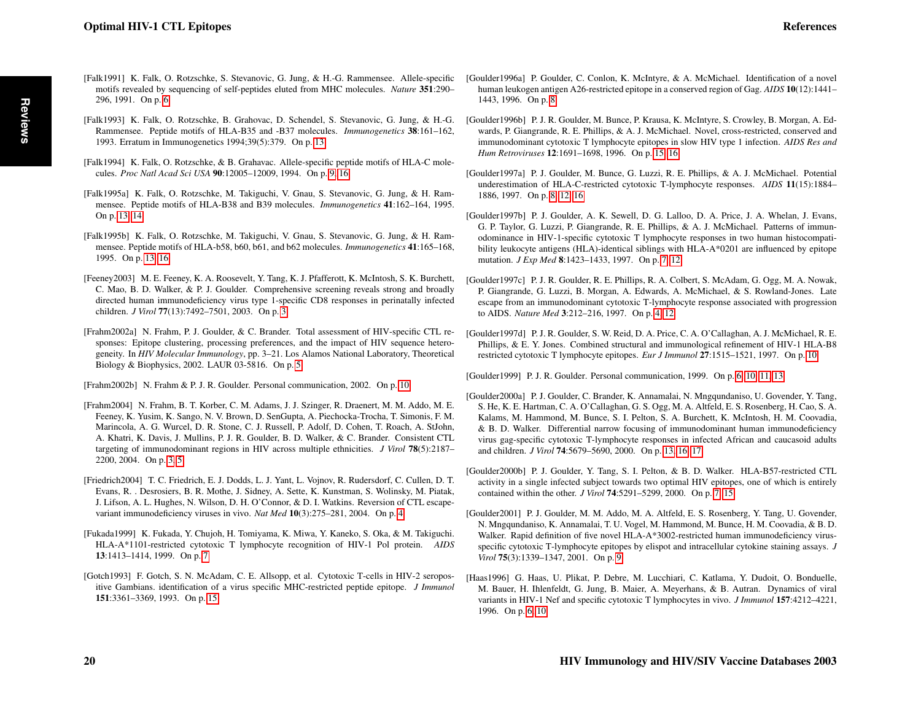[Falk1991] K. Falk, O. Rotzschke, S. Stevanovic, G. Jung, & H.-G. Rammensee. Allele-specific motifs revealed by sequencing of self-peptides eluted from MHC molecules. *Nature* **351**:290–296, 1991. On p. 6

[Falk1993] K. Falk, O. Rotzschke, B. Grahovac, D. Schendel, S. Stevanovic, G. Jung, & H.-G. Rammensee. Peptide motifs of HLA-B35 and -B37 molecules. *Immunogenetics* **38**:161–162, 1993. Erratum in Immunogenetics 1994;39(5):379. On p. 13

[Falk1994] K. Falk, O. Rotzschke, & B. Grahavac. Allele-specific peptide motifs of HLA-C molecules. *Proc Natl Acad Sci USA* **90**:12005–12009, 1994. On p. 9, 16

[Falk1995a] K. Falk, O. Rotzschke, M. Takiguchi, V. Gnau, S. Stevanovic, G. Jung, & H. Rammensee. Peptide motifs of HLA-B38 and B39 molecules. *Immunogenetics* **41**:162–164, 1995. On p. 13, 14

[Falk1995b] K. Falk, O. Rotzschke, M. Takiguchi, V. Gnau, S. Stevanovic, G. Jung, & H. Rammensee. Peptide motifs of HLA-b58, b60, b61, and b62 molecules. *Immunogenetics* **41**:165–168, 1995. On p. 13, 16

[Feeney2003] M. E. Feeney, K. A. Roosevelt, Y. Tang, K. J. Pfafferott, K. McIntosh, S. K. Burchett, C. Mao, B. D. Walker, & P. J. Goulder. Comprehensive screening reveals strong and broadly directed human immunodeficiency virus type 1-specific CD8 responses in perinatally infected children. *J Virol* **77**(13):7492–7501, 2003. On p. 3

[Frahm2002a] N. Frahm, P. J. Goulder, & C. Brander. Total assessment of HIV-specific CTL responses: Epitope clustering, processing preferences, and the impact of HIV sequence heterogeneity. In *HIV Molecular Immunology*, pp. 3–21. Los Alamos National Laboratory, Theoretical Biology & Biophysics, 2002. LAUR 03-5816. On p. 5

[Frahm2002b] N. Frahm & P. J. R. Goulder. Personal communication, 2002. On p. 10

[Frahm2004] N. Frahm, B. T. Korber, C. M. Adams, J. J. Szinger, R. Draenert, M. M. Addo, M. E. Feeney, K. Yusim, K. Sango, N. V. Brown, D. SenGupta, A. Piechocka-Trocha, T. Simonis, F. M. Marincola, A. G. Wurcel, D. R. Stone, C. J. Russell, P. Adolf, D. Cohen, T. Roach, A. StJohn, A. Khatri, K. Davis, J. Mullins, P. J. R. Goulder, B. D. Walker, & C. Brander. Consistent CTL targeting of immunodominant regions in HIV across multiple ethnicities. *J Virol* **78**(5):2187–2200, 2004. On p. 3, 5

[Friedrich2004] T. C. Friedrich, E. J. Dodds, L. J. Yant, L. Vojnov, R. Rudersdorf, C. Cullen, D. T. Evans, R. . Desrosiers, B. R. Mothe, J. Sidney, A. Sette, K. Kunstman, S. Wolinsky, M. Piatak, J. Lifson, A. L. Hughes, N. Wilson, D. H. O'Connor, & D. I. Watkins. Reversion of CTL escape-variant immunodeficiency viruses in vivo. *Nat Med* **10**(3):275–281, 2004. On p. 4

[Fukada1999] K. Fukada, Y. Chujoh, H. Tomiyama, K. Miwa, Y. Kaneko, S. Oka, & M. Takiguchi. HLA-A*1101-restricted cytotoxic T lymphocyte recognition of HIV-1 Pol protein. *AIDS* **13**:1413–1414, 1999. On p. 7

[Gotch1993] F. Gotch, S. N. McAdam, C. E. Allsopp, et al. Cytotoxic T-cells in HIV-2 seropositive Gambians. identification of a virus specific MHC-restricted peptide epitope. *J Immunol* **151**:3361–3369, 1993. On p. 15

[Goulder1996a] P. Goulder, C. Conlon, K. McIntyre, & A. McMichael. Identification of a novel human leukogen antigen A26-restricted epitope in a conserved region of Gag. *AIDS* **10**(12):1441–1443, 1996. On p. 8

[Goulder1996b] P. J. R. Goulder, M. Bunce, P. Krausa, K. McIntyre, S. Crowley, B. Morgan, A. Edwards, P. Giangrande, R. E. Phillips, & A. J. McMichael. Novel, cross-restricted, conserved and immunodominant cytotoxic T lymphocyte epitopes in slow HIV type 1 infection. *AIDS Res and Hum Retroviruses* **12**:1691–1698, 1996. On p. 15, 16

[Goulder1997a] P. J. Goulder, M. Bunce, G. Luzzi, R. E. Phillips, & A. J. McMichael. Potential underestimation of HLA-C-restricted cytotoxic T-lymphocyte responses. *AIDS* **11**(15):1884–1886, 1997. On p. 8, 12, 16

[Goulder1997b] P. J. Goulder, A. K. Sewell, D. G. Lalloo, D. A. Price, J. A. Whelan, J. Evans, G. P. Taylor, G. Luzzi, P. Giangrande, R. E. Phillips, & A. J. McMichael. Patterns of immunodominance in HIV-1-specific cytotoxic T lymphocyte responses in two human histocompatibility leukocyte antigens (HLA)-identical siblings with HLA-A*0201 are influenced by epitope mutation. *J Exp Med* **8**:1423–1433, 1997. On p. 7, 12

[Goulder1997c] P. J. R. Goulder, R. E. Phillips, R. A. Colbert, S. McAdam, G. Ogg, M. A. Nowak, P. Giangrande, G. Luzzi, B. Morgan, A. Edwards, A. McMichael, & S. Rowland-Jones. Late escape from an immunodominant cytotoxic T-lymphocyte response associated with progression to AIDS. *Nature Med* **3**:212–216, 1997. On p. 4, 12

[Goulder1997d] P. J. R. Goulder, S. W. Reid, D. A. Price, C. A. O'Callaghan, A. J. McMichael, R. E. Phillips, & E. Y. Jones. Combined structural and immunological refinement of HIV-1 HLA-B8 restricted cytotoxic T lymphocyte epitopes. *Eur J Immunol* **27**:1515–1521, 1997. On p. 10

[Goulder1999] P. J. R. Goulder. Personal communication, 1999. On p. 6, 10, 11, 13

[Goulder2000a] P. J. Goulder, C. Brander, K. Annamalai, N. Mngqundaniso, U. Govender, Y. Tang, S. He, K. E. Hartman, C. A. O'Callaghan, G. S. Ogg, M. A. Altfeld, E. S. Rosenberg, H. Cao, S. A. Kalams, M. Hammond, M. Bunce, S. I. Pelton, S. A. Burchett, K. McIntosh, H. M. Coovadia, & B. D. Walker. Differential narrow focusing of immunodominant human immunodeficiency virus gag-specific cytotoxic T-lymphocyte responses in infected African and caucasoid adults and children. *J Virol* **74**:5679–5690, 2000. On p. 13, 16, 17

[Goulder2000b] P. J. Goulder, Y. Tang, S. I. Pelton, & B. D. Walker. HLA-B57-restricted CTL activity in a single infected subject towards two optimal HIV epitopes, one of which is entirely contained within the other. *J Virol* **74**:5291–5299, 2000. On p. 7, 15

[Goulder2001] P. J. Goulder, M. M. Addo, M. A. Altfeld, E. S. Rosenberg, Y. Tang, U. Govender, N. Mngqundaniso, K. Annamalai, T. U. Vogel, M. Hammond, M. Bunce, H. M. Coovadia, & B. D. Walker. Rapid definition of five novel HLA-A*3002-restricted human immunodeficiency virus-specific cytotoxic T-lymphocyte epitopes by elispot and intracellular cytokine staining assays. *J Virol* **75**(3):1339–1347, 2001. On p. 9

[Haas1996] G. Haas, U. Plikat, P. Debre, M. Lucchiari, C. Katlama, Y. Dudoit, O. Bonduelle, M. Bauer, H. Ihlenfeldt, G. Jung, B. Maier, A. Meyerhans, & B. Autran. Dynamics of viral variants in HIV-1 Nef and specific cytotoxic T lymphocytes in vivo. *J Immunol* **157**:4212–4221, 1996. On p. 6, 10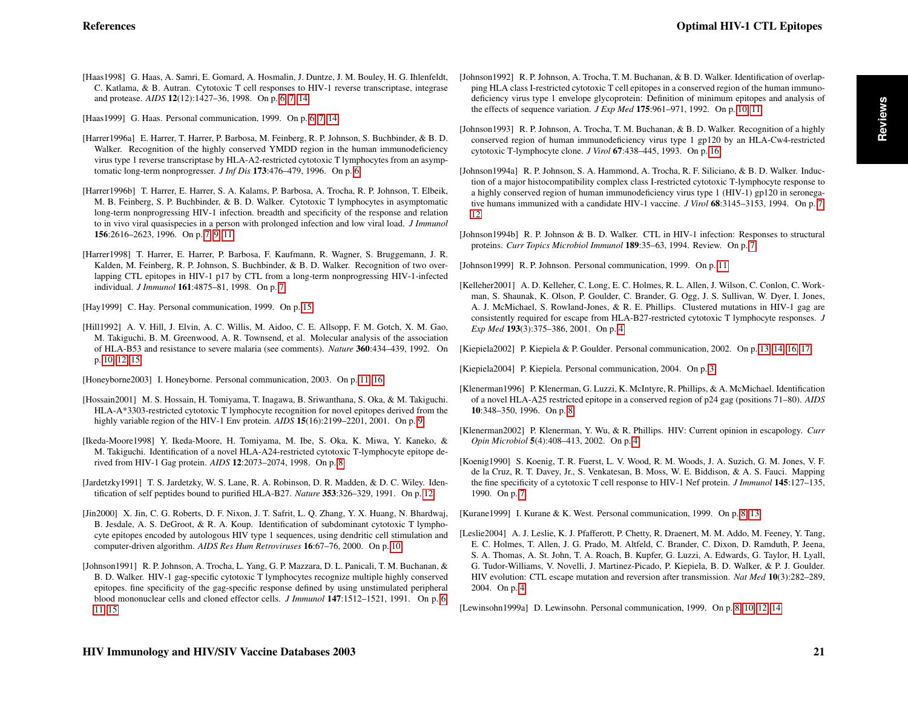[Haas1998] G. Haas, A. Samri, E. Gomard, A. Hosmalin, J. Duntze, J. M. Bouley, H. G. Ihlenfeldt, C. Katlama, & B. Autran. Cytotoxic T cell responses to HIV-1 reverse transcriptase, integrase and protease. *AIDS* **12**(12):1427–36, 1998. On p. 6, 7, 14

[Haas1999] G. Haas. Personal communication, 1999. On p. 6, 7, 14

[Harrer1996a] E. Harrer, T. Harrer, P. Barbosa, M. Feinberg, R. P. Johnson, S. Buchbinder, & B. D. Walker. Recognition of the highly conserved YMDD region in the human immunodeficiency virus type 1 reverse transcriptase by HLA-A2-restricted cytotoxic T lymphocytes from an asymptomatic long-term nonprogresser. *J Inf Dis* **173**:476–479, 1996. On p. 6

[Harrer1996b] T. Harrer, E. Harrer, S. A. Kalams, P. Barbosa, A. Trocha, R. P. Johnson, T. Elbeik, M. B. Feinberg, S. P. Buchbinder, & B. D. Walker. Cytotoxic T lymphocytes in asymptomatic long-term nonprogressing HIV-1 infection. breadth and specificity of the response and relation to in vivo viral quasispecies in a person with prolonged infection and low viral load. *J Immunol* **156**:2616–2623, 1996. On p. 7, 9, 11

[Harrer1998] T. Harrer, E. Harrer, P. Barbosa, F. Kaufmann, R. Wagner, S. Bruggemann, J. R. Kalden, M. Feinberg, R. P. Johnson, S. Buchbinder, & B. D. Walker. Recognition of two overlapping CTL epitopes in HIV-1 p17 by CTL from a long-term nonprogressing HIV-1-infected individual. *J Immunol* **161**:4875–81, 1998. On p. 7

[Hay1999] C. Hay. Personal communication, 1999. On p. 15

[Hill1992] A. V. Hill, J. Elvin, A. C. Willis, M. Aidoo, C. E. Allsopp, F. M. Gotch, X. M. Gao, M. Takiguchi, B. M. Greenwood, A. R. Townsend, et al. Molecular analysis of the association of HLA-B53 and resistance to severe malaria (see comments). *Nature* **360**:434–439, 1992. On p. 10, 12, 15

[Honeyborne2003] I. Honeyborne. Personal communication, 2003. On p. 11, 16

[Hossain2001] M. S. Hossain, H. Tomiyama, T. Inagawa, B. Sriwanthana, S. Oka, & M. Takiguchi. HLA-A*3303-restricted cytotoxic T lymphocyte recognition for novel epitopes derived from the highly variable region of the HIV-1 Env protein. *AIDS* **15**(16):2199–2201, 2001. On p. 9

[Ikeda-Moore1998] Y. Ikeda-Moore, H. Tomiyama, M. Ibe, S. Oka, K. Miwa, Y. Kaneko, & M. Takiguchi. Identification of a novel HLA-A24-restricted cytotoxic T-lymphocyte epitope derived from HIV-1 Gag protein. *AIDS* **12**:2073–2074, 1998. On p. 8

[Jardetzky1991] T. S. Jardetzky, W. S. Lane, R. A. Robinson, D. R. Madden, & D. C. Wiley. Identification of self peptides bound to purified HLA-B27. *Nature* **353**:326–329, 1991. On p. 12

[Jin2000] X. Jin, C. G. Roberts, D. F. Nixon, J. T. Safrit, L. Q. Zhang, Y. X. Huang, N. Bhardwaj, B. Jesdale, A. S. DeGroot, & R. A. Koup. Identification of subdominant cytotoxic T lymphocyte epitopes encoded by autologous HIV type 1 sequences, using dendritic cell stimulation and computer-driven algorithm. *AIDS Res Hum Retroviruses* **16**:67–76, 2000. On p. 10

[Johnson1991] R. P. Johnson, A. Trocha, L. Yang, G. P. Mazzara, D. L. Panicali, T. M. Buchanan, & B. D. Walker. HIV-1 gag-specific cytotoxic T lymphocytes recognize multiple highly conserved epitopes. fine specificity of the gag-specific response defined by using unstimulated peripheral blood mononuclear cells and cloned effector cells. *J Immunol* **147**:1512–1521, 1991. On p. 6, 11, 15

[Johnson1992] R. P. Johnson, A. Trocha, T. M. Buchanan, & B. D. Walker. Identification of overlapping HLA class I-restricted cytotoxic T cell epitopes in a conserved region of the human immunodeficiency virus type 1 envelope glycoprotein: Definition of minimum epitopes and analysis of the effects of sequence variation. *J Exp Med* **175**:961–971, 1992. On p. 10, 11

[Johnson1993] R. P. Johnson, A. Trocha, T. M. Buchanan, & B. D. Walker. Recognition of a highly conserved region of human immunodeficiency virus type 1 gp120 by an HLA-Cw4-restricted cytotoxic T-lymphocyte clone. *J Virol* **67**:438–445, 1993. On p. 16

[Johnson1994a] R. P. Johnson, S. A. Hammond, A. Trocha, R. F. Siliciano, & B. D. Walker. Induction of a major histocompatibility complex class I-restricted cytotoxic T-lymphocyte response to a highly conserved region of human immunodeficiency virus type 1 (HIV-1) gp120 in seronegative humans immunized with a candidate HIV-1 vaccine. *J Virol* **68**:3145–3153, 1994. On p. 7, 12

[Johnson1994b] R. P. Johnson & B. D. Walker. CTL in HIV-1 infection: Responses to structural proteins. *Curr Topics Microbiol Immunol* **189**:35–63, 1994. Review. On p. 7

[Johnson1999] R. P. Johnson. Personal communication, 1999. On p. 11

[Kelleher2001] A. D. Kelleher, C. Long, E. C. Holmes, R. L. Allen, J. Wilson, C. Conlon, C. Workman, S. Shaunak, K. Olson, P. Goulder, C. Brander, G. Ogg, J. S. Sullivan, W. Dyer, I. Jones, A. J. McMichael, S. Rowland-Jones, & R. E. Phillips. Clustered mutations in HIV-1 gag are consistently required for escape from HLA-B27-restricted cytotoxic T lymphocyte responses. *J Exp Med* **193**(3):375–386, 2001. On p. 4

[Kiepiela2002] P. Kiepiela & P. Goulder. Personal communication, 2002. On p. 13, 14, 16, 17

[Kiepiela2004] P. Kiepiela. Personal communication, 2004. On p. 3

[Klenerman1996] P. Klenerman, G. Luzzi, K. McIntyre, R. Phillips, & A. McMichael. Identification of a novel HLA-A25 restricted epitope in a conserved region of p24 gag (positions 71–80). *AIDS* **10**:348–350, 1996. On p. 8

[Klenerman2002] P. Klenerman, Y. Wu, & R. Phillips. HIV: Current opinion in escapology. *Curr Opin Microbiol* **5**(4):408–413, 2002. On p. 4

[Koenig1990] S. Koenig, T. R. Fuerst, L. V. Wood, R. M. Woods, J. A. Suzich, G. M. Jones, V. F. de la Cruz, R. T. Davey, Jr., S. Venkatesan, B. Moss, W. E. Biddison, & A. S. Fauci. Mapping the fine specificity of a cytotoxic T cell response to HIV-1 Nef protein. *J Immunol* **145**:127–135, 1990. On p. 7

[Kurane1999] I. Kurane & K. West. Personal communication, 1999. On p. 8, 13

[Leslie2004] A. J. Leslie, K. J. Pfafferott, P. Chetty, R. Draenert, M. M. Addo, M. Feeney, Y. Tang, E. C. Holmes, T. Allen, J. G. Prado, M. Altfeld, C. Brander, C. Dixon, D. Ramduth, P. Jeena, S. A. Thomas, A. St. John, T. A. Roach, B. Kupfer, G. Luzzi, A. Edwards, G. Taylor, H. Lyall, G. Tudor-Williams, V. Novelli, J. Martinez-Picado, P. Kiepiela, B. D. Walker, & P. J. Goulder. HIV evolution: CTL escape mutation and reversion after transmission. *Nat Med* **10**(3):282–289, 2004. On p. 4

[Lewinsohn1999a] D. Lewinsohn. Personal communication, 1999. On p. 8, 10, 12, 14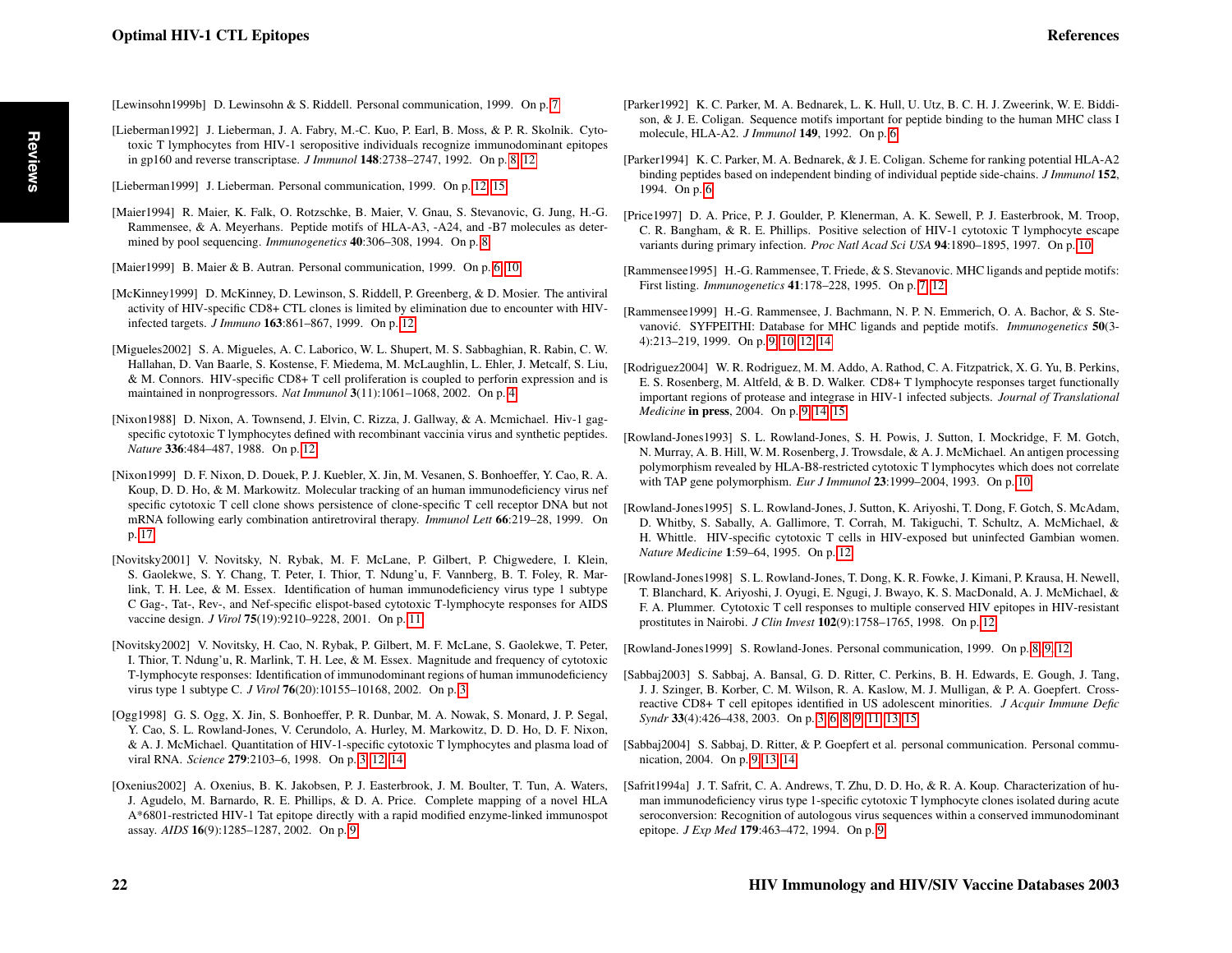[Lewinsohn1999b] D. Lewinsohn & S. Riddell. Personal communication, 1999. On p. 7

[Lieberman1992] J. Lieberman, J. A. Fabry, M.-C. Kuo, P. Earl, B. Moss, & P. R. Skolnik. Cytotoxic T lymphocytes from HIV-1 seropositive individuals recognize immunodominant epitopes in gp160 and reverse transcriptase. *J Immunol* **148**:2738–2747, 1992. On p. 8, 12

[Lieberman1999] J. Lieberman. Personal communication, 1999. On p. 12, 15

[Maier1994] R. Maier, K. Falk, O. Rotzschke, B. Maier, V. Gnau, S. Stevanovic, G. Jung, H.-G. Rammensee, & A. Meyerhans. Peptide motifs of HLA-A3, -A24, and -B7 molecules as determined by pool sequencing. *Immunogenetics* **40**:306–308, 1994. On p. 8

[Maier1999] B. Maier & B. Autran. Personal communication, 1999. On p. 6, 10

[McKinney1999] D. McKinney, D. Lewinson, S. Riddell, P. Greenberg, & D. Mosier. The antiviral activity of HIV-specific CD8+ CTL clones is limited by elimination due to encounter with HIV-infected targets. *J Immuno* **163**:861–867, 1999. On p. 12

[Migueles2002] S. A. Migueles, A. C. Laborico, W. L. Shupert, M. S. Sabbaghian, R. Rabin, C. W. Hallahan, D. Van Baarle, S. Kostense, F. Miedema, M. McLaughlin, L. Ehler, J. Metcalf, S. Liu, & M. Connors. HIV-specific CD8+ T cell proliferation is coupled to perforin expression and is maintained in nonprogressors. *Nat Immunol* **3**(11):1061–1068, 2002. On p. 4

[Nixon1988] D. Nixon, A. Townsend, J. Elvin, C. Rizza, J. Gallway, & A. Mcmichael. Hiv-1 gag-specific cytotoxic T lymphocytes defined with recombinant vaccinia virus and synthetic peptides. *Nature* **336**:484–487, 1988. On p. 12

[Nixon1999] D. F. Nixon, D. Douek, P. J. Kuebler, X. Jin, M. Vesanen, S. Bonhoeffer, Y. Cao, R. A. Koup, D. D. Ho, & M. Markowitz. Molecular tracking of an human immunodeficiency virus nef specific cytotoxic T cell clone shows persistence of clone-specific T cell receptor DNA but not mRNA following early combination antiretroviral therapy. *Immunol Lett* **66**:219–28, 1999. On p. 17

[Novitsky2001] V. Novitsky, N. Rybak, M. F. McLane, P. Gilbert, P. Chigwedere, I. Klein, S. Gaolekwe, S. Y. Chang, T. Peter, I. Thior, T. Ndung'u, F. Vannberg, B. T. Foley, R. Marlink, T. H. Lee, & M. Essex. Identification of human immunodeficiency virus type 1 subtype C Gag-, Tat-, Rev-, and Nef-specific elispot-based cytotoxic T-lymphocyte responses for AIDS vaccine design. *J Virol* **75**(19):9210–9228, 2001. On p. 11

[Novitsky2002] V. Novitsky, H. Cao, N. Rybak, P. Gilbert, M. F. McLane, S. Gaolekwe, T. Peter, I. Thior, T. Ndung'u, R. Marlink, T. H. Lee, & M. Essex. Magnitude and frequency of cytotoxic T-lymphocyte responses: Identification of immunodominant regions of human immunodeficiency virus type 1 subtype C. *J Virol* **76**(20):10155–10168, 2002. On p. 3

[Ogg1998] G. S. Ogg, X. Jin, S. Bonhoeffer, P. R. Dunbar, M. A. Nowak, S. Monard, J. P. Segal, Y. Cao, S. L. Rowland-Jones, V. Cerundolo, A. Hurley, M. Markowitz, D. D. Ho, D. F. Nixon, & A. J. McMichael. Quantitation of HIV-1-specific cytotoxic T lymphocytes and plasma load of viral RNA. *Science* **279**:2103–6, 1998. On p. 3, 12, 14

[Oxenius2002] A. Oxenius, B. K. Jakobsen, P. J. Easterbrook, J. M. Boulter, T. Tun, A. Waters, J. Agudelo, M. Barnardo, R. E. Phillips, & D. A. Price. Complete mapping of a novel HLA A*6801-restricted HIV-1 Tat epitope directly with a rapid modified enzyme-linked immunospot assay. *AIDS* **16**(9):1285–1287, 2002. On p. 9

[Parker1992] K. C. Parker, M. A. Bednarek, L. K. Hull, U. Utz, B. C. H. J. Zweerink, W. E. Biddison, & J. E. Coligan. Sequence motifs important for peptide binding to the human MHC class I molecule, HLA-A2. *J Immunol* **149**, 1992. On p. 6

[Parker1994] K. C. Parker, M. A. Bednarek, & J. E. Coligan. Scheme for ranking potential HLA-A2 binding peptides based on independent binding of individual peptide side-chains. *J Immunol* **152**, 1994. On p. 6

[Price1997] D. A. Price, P. J. Goulder, P. Klenerman, A. K. Sewell, P. J. Easterbrook, M. Troop, C. R. Bangham, & R. E. Phillips. Positive selection of HIV-1 cytotoxic T lymphocyte escape variants during primary infection. *Proc Natl Acad Sci USA* **94**:1890–1895, 1997. On p. 10

[Rammensee1995] H.-G. Rammensee, T. Friede, & S. Stevanovic. MHC ligands and peptide motifs: First listing. *Immunogenetics* **41**:178–228, 1995. On p. 7, 12

[Rammensee1999] H.-G. Rammensee, J. Bachmann, N. P. N. Emmerich, O. A. Bachor, & S. Stevanović. SYFPEITHI: Database for MHC ligands and peptide motifs. *Immunogenetics* **50**(3-4):213–219, 1999. On p. 9, 10, 12, 14

[Rodriguez2004] W. R. Rodriguez, M. M. Addo, A. Rathod, C. A. Fitzpatrick, X. G. Yu, B. Perkins, E. S. Rosenberg, M. Altfeld, & B. D. Walker. CD8+ T lymphocyte responses target functionally important regions of protease and integrase in HIV-1 infected subjects. *Journal of Translational Medicine* **in press**, 2004. On p. 9, 14, 15

[Rowland-Jones1993] S. L. Rowland-Jones, S. H. Powis, J. Sutton, I. Mockridge, F. M. Gotch, N. Murray, A. B. Hill, W. M. Rosenberg, J. Trowsdale, & A. J. McMichael. An antigen processing polymorphism revealed by HLA-B8-restricted cytotoxic T lymphocytes which does not correlate with TAP gene polymorphism. *Eur J Immunol* **23**:1999–2004, 1993. On p. 10

[Rowland-Jones1995] S. L. Rowland-Jones, J. Sutton, K. Ariyoshi, T. Dong, F. Gotch, S. McAdam, D. Whitby, S. Sabally, A. Gallimore, T. Corrah, M. Takiguchi, T. Schultz, A. McMichael, & H. Whittle. HIV-specific cytotoxic T cells in HIV-exposed but uninfected Gambian women. *Nature Medicine* **1**:59–64, 1995. On p. 12

[Rowland-Jones1998] S. L. Rowland-Jones, T. Dong, K. R. Fowke, J. Kimani, P. Krausa, H. Newell, T. Blanchard, K. Ariyoshi, J. Oyugi, E. Ngugi, J. Bwayo, K. S. MacDonald, A. J. McMichael, & F. A. Plummer. Cytotoxic T cell responses to multiple conserved HIV epitopes in HIV-resistant prostitutes in Nairobi. *J Clin Invest* **102**(9):1758–1765, 1998. On p. 12

[Rowland-Jones1999] S. Rowland-Jones. Personal communication, 1999. On p. 8, 9, 12

[Sabbaj2003] S. Sabbaj, A. Bansal, G. D. Ritter, C. Perkins, B. H. Edwards, E. Gough, J. Tang, J. J. Szinger, B. Korber, C. M. Wilson, R. A. Kaslow, M. J. Mulligan, & P. A. Goepfert. Cross-reactive CD8+ T cell epitopes identified in US adolescent minorities. *J Acquir Immune Defic Syndr* **33**(4):426–438, 2003. On p. 3, 6, 8, 9, 11, 13, 15

[Sabbaj2004] S. Sabbaj, D. Ritter, & P. Goepfert et al. personal communication. Personal communication, 2004. On p. 9, 13, 14

[Safrit1994a] J. T. Safrit, C. A. Andrews, T. Zhu, D. D. Ho, & R. A. Koup. Characterization of human immunodeficiency virus type 1-specific cytotoxic T lymphocyte clones isolated during acute seroconversion: Recognition of autologous virus sequences within a conserved immunodominant epitope. *J Exp Med* **179**:463–472, 1994. On p. 9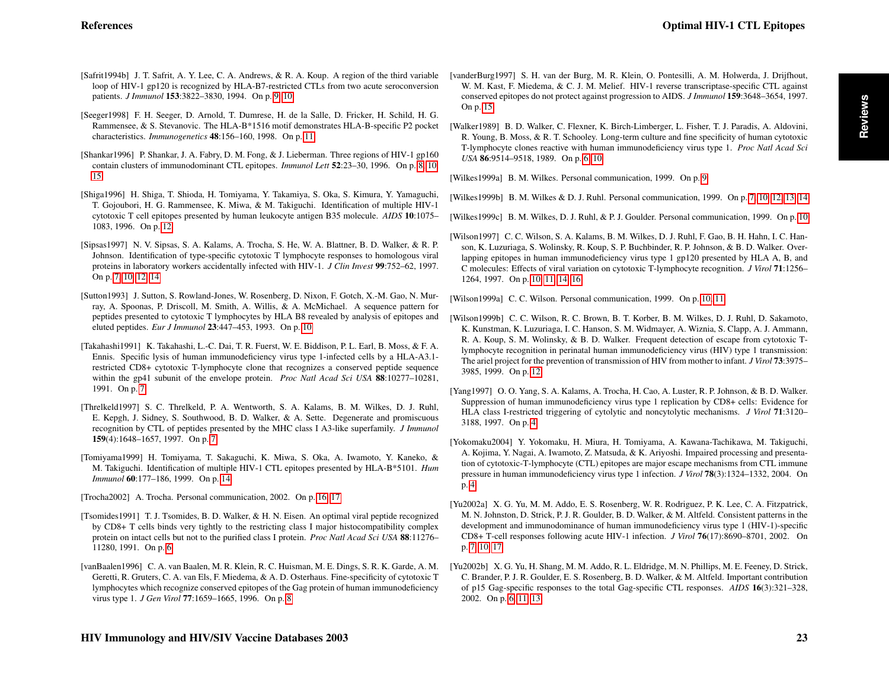[Safrit1994b] J. T. Safrit, A. Y. Lee, C. A. Andrews, & R. A. Koup. A region of the third variable loop of HIV-1 gp120 is recognized by HLA-B7-restricted CTLs from two acute seroconversion patients. *J Immunol* **153**:3822–3830, 1994. On p. 9, 10

[Seeger1998] F. H. Seeger, D. Arnold, T. Dumrese, H. de la Salle, D. Fricker, H. Schild, H. G. Rammensee, & S. Stevanovic. The HLA-B*1516 motif demonstrates HLA-B-specific P2 pocket characteristics. *Immunogenetics* **48**:156–160, 1998. On p. 11

[Shankar1996] P. Shankar, J. A. Fabry, D. M. Fong, & J. Lieberman. Three regions of HIV-1 gp160 contain clusters of immunodominant CTL epitopes. *Immunol Lett* **52**:23–30, 1996. On p. 8, 10, 15

[Shiga1996] H. Shiga, T. Shioda, H. Tomiyama, Y. Takamiya, S. Oka, S. Kimura, Y. Yamaguchi, T. Gojoubori, H. G. Rammensee, K. Miwa, & M. Takiguchi. Identification of multiple HIV-1 cytotoxic T cell epitopes presented by human leukocyte antigen B35 molecule. *AIDS* **10**:1075–1083, 1996. On p. 12

[Sipsas1997] N. V. Sipsas, S. A. Kalams, A. Trocha, S. He, W. A. Blattner, B. D. Walker, & R. P. Johnson. Identification of type-specific cytotoxic T lymphocyte responses to homologous viral proteins in laboratory workers accidentally infected with HIV-1. *J Clin Invest* **99**:752–62, 1997. On p. 7, 10, 12, 14

[Sutton1993] J. Sutton, S. Rowland-Jones, W. Rosenberg, D. Nixon, F. Gotch, X.-M. Gao, N. Murray, A. Spoonas, P. Driscoll, M. Smith, A. Willis, & A. McMichael. A sequence pattern for peptides presented to cytotoxic T lymphocytes by HLA B8 revealed by analysis of epitopes and eluted peptides. *Eur J Immunol* **23**:447–453, 1993. On p. 10

[Takahashi1991] K. Takahashi, L.-C. Dai, T. R. Fuerst, W. E. Biddison, P. L. Earl, B. Moss, & F. A. Ennis. Specific lysis of human immunodeficiency virus type 1-infected cells by a HLA-A3.1-restricted CD8+ cytotoxic T-lymphocyte clone that recognizes a conserved peptide sequence within the gp41 subunit of the envelope protein. *Proc Natl Acad Sci USA* **88**:10277–10281, 1991. On p. 7

[Threlkeld1997] S. C. Threlkeld, P. A. Wentworth, S. A. Kalams, B. M. Wilkes, D. J. Ruhl, E. Kepgh, J. Sidney, S. Southwood, B. D. Walker, & A. Sette. Degenerate and promiscuous recognition by CTL of peptides presented by the MHC class I A3-like superfamily. *J Immunol* **159**(4):1648–1657, 1997. On p. 7

[Tomiyama1999] H. Tomiyama, T. Sakaguchi, K. Miwa, S. Oka, A. Iwamoto, Y. Kaneko, & M. Takiguchi. Identification of multiple HIV-1 CTL epitopes presented by HLA-B*5101. *Hum Immunol* **60**:177–186, 1999. On p. 14

[Trocha2002] A. Trocha. Personal communication, 2002. On p. 16, 17

[Tsomides1991] T. J. Tsomides, B. D. Walker, & H. N. Eisen. An optimal viral peptide recognized by CD8+ T cells binds very tightly to the restricting class I major histocompatibility complex protein on intact cells but not to the purified class I protein. *Proc Natl Acad Sci USA* **88**:11276–11280, 1991. On p. 6

[vanBaalen1996] C. A. van Baalen, M. R. Klein, R. C. Huisman, M. E. Dings, S. R. K. Garde, A. M. Geretti, R. Gruters, C. A. van Els, F. Miedema, & A. D. Osterhaus. Fine-specificity of cytotoxic T lymphocytes which recognize conserved epitopes of the Gag protein of human immunodeficiency virus type 1. *J Gen Virol* **77**:1659–1665, 1996. On p. 8

[vanderBurg1997] S. H. van der Burg, M. R. Klein, O. Pontesilli, A. M. Holwerda, J. Drijfhout, W. M. Kast, F. Miedema, & C. J. M. Melief. HIV-1 reverse transcriptase-specific CTL against conserved epitopes do not protect against progression to AIDS. *J Immunol* **159**:3648–3654, 1997. On p. 15

[Walker1989] B. D. Walker, C. Flexner, K. Birch-Limberger, L. Fisher, T. J. Paradis, A. Aldovini, R. Young, B. Moss, & R. T. Schooley. Long-term culture and fine specificity of human cytotoxic T-lymphocyte clones reactive with human immunodeficiency virus type 1. *Proc Natl Acad Sci USA* **86**:9514–9518, 1989. On p. 6, 10

[Wilkes1999a] B. M. Wilkes. Personal communication, 1999. On p. 9

[Wilkes1999b] B. M. Wilkes & D. J. Ruhl. Personal communication, 1999. On p. 7, 10, 12, 13, 14

[Wilkes1999c] B. M. Wilkes, D. J. Ruhl, & P. J. Goulder. Personal communication, 1999. On p. 10

[Wilson1997] C. C. Wilson, S. A. Kalams, B. M. Wilkes, D. J. Ruhl, F. Gao, B. H. Hahn, I. C. Hanson, K. Luzuriaga, S. Wolinsky, R. Koup, S. P. Buchbinder, R. P. Johnson, & B. D. Walker. Overlapping epitopes in human immunodeficiency virus type 1 gp120 presented by HLA A, B, and C molecules: Effects of viral variation on cytotoxic T-lymphocyte recognition. *J Virol* **71**:1256–1264, 1997. On p. 10, 11, 14, 16

[Wilson1999a] C. C. Wilson. Personal communication, 1999. On p. 10, 11

[Wilson1999b] C. C. Wilson, R. C. Brown, B. T. Korber, B. M. Wilkes, D. J. Ruhl, D. Sakamoto, K. Kunstman, K. Luzuriaga, I. C. Hanson, S. M. Widmayer, A. Wiznia, S. Clapp, A. J. Ammann, R. A. Koup, S. M. Wolinsky, & B. D. Walker. Frequent detection of escape from cytotoxic T-lymphocyte recognition in perinatal human immunodeficiency virus (HIV) type 1 transmission: The ariel project for the prevention of transmission of HIV from mother to infant. *J Virol* **73**:3975–3985, 1999. On p. 12

[Yang1997] O. O. Yang, S. A. Kalams, A. Trocha, H. Cao, A. Luster, R. P. Johnson, & B. D. Walker. Suppression of human immunodeficiency virus type 1 replication by CD8+ cells: Evidence for HLA class I-restricted triggering of cytolytic and noncytolytic mechanisms. *J Virol* **71**:3120–3188, 1997. On p. 4

[Yokomaku2004] Y. Yokomaku, H. Miura, H. Tomiyama, A. Kawana-Tachikawa, M. Takiguchi, A. Kojima, Y. Nagai, A. Iwamoto, Z. Matsuda, & K. Ariyoshi. Impaired processing and presentation of cytotoxic-T-lymphocyte (CTL) epitopes are major escape mechanisms from CTL immune pressure in human immunodeficiency virus type 1 infection. *J Virol* **78**(3):1324–1332, 2004. On p. 4

[Yu2002a] X. G. Yu, M. M. Addo, E. S. Rosenberg, W. R. Rodriguez, P. K. Lee, C. A. Fitzpatrick, M. N. Johnston, D. Strick, P. J. R. Goulder, B. D. Walker, & M. Altfeld. Consistent patterns in the development and immunodominance of human immunodeficiency virus type 1 (HIV-1)-specific CD8+ T-cell responses following acute HIV-1 infection. *J Virol* **76**(17):8690–8701, 2002. On p. 7, 10, 17

[Yu2002b] X. G. Yu, H. Shang, M. M. Addo, R. L. Eldridge, M. N. Phillips, M. E. Feeney, D. Strick, C. Brander, P. J. R. Goulder, E. S. Rosenberg, B. D. Walker, & M. Altfeld. Important contribution of p15 Gag-specific responses to the total Gag-specific CTL responses. *AIDS* **16**(3):321–328, 2002. On p. 6, 11, 13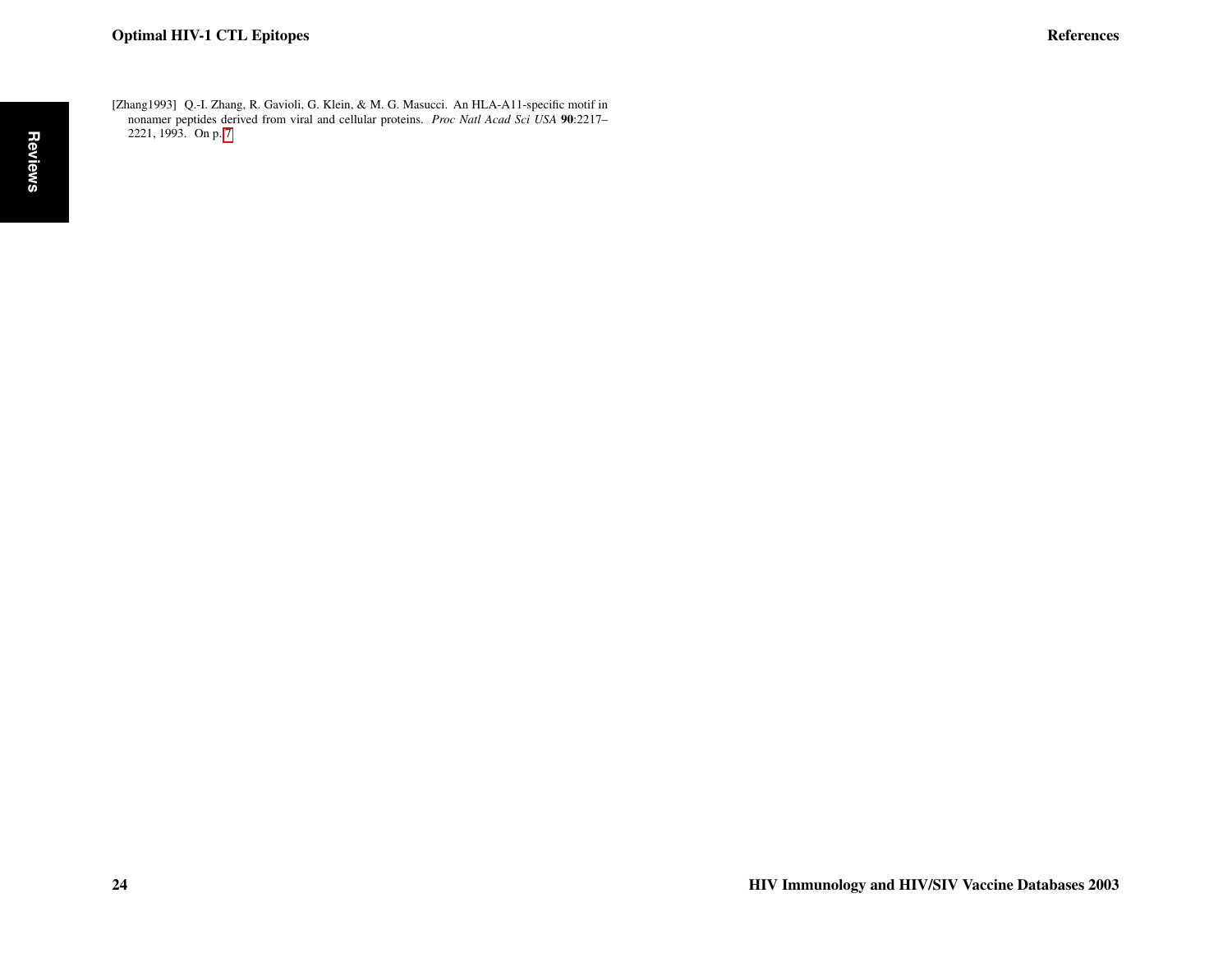[Zhang1993] Q.-I. Zhang, R. Gavioli, G. Klein, & M. G. Masucci. An HLA-A11-specific motif in nonamer peptides derived from viral and cellular proteins. *Proc Natl Acad Sci USA* **90**:2217–2221, 1993. On p. 7